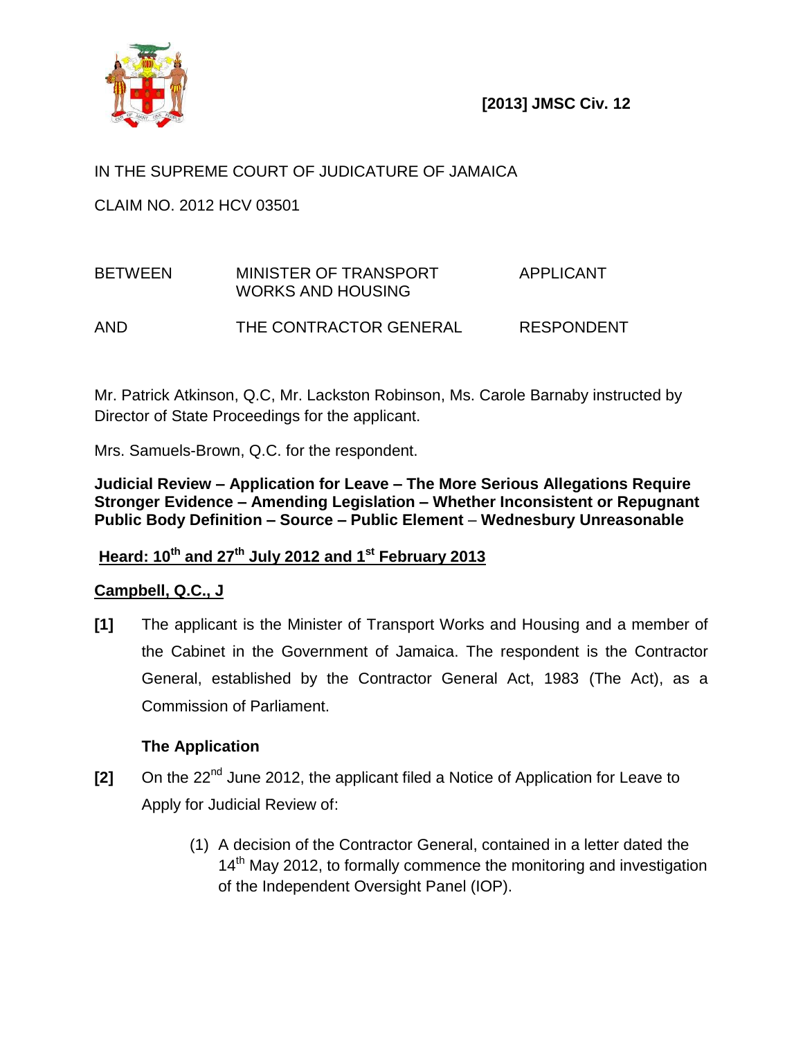**[2013] JMSC Civ. 12**

IN THE SUPREME COURT OF JUDICATURE OF JAMAICA

CLAIM NO. 2012 HCV 03501

| | | |
|---|---|---|
| BETWEEN | MINISTER OF TRANSPORT WORKS AND HOUSING | APPLICANT |
| AND | THE CONTRACTOR GENERAL | RESPONDENT |

Mr. Patrick Atkinson, Q.C, Mr. Lackston Robinson, Ms. Carole Barnaby instructed by Director of State Proceedings for the applicant.

Mrs. Samuels-Brown, Q.C. for the respondent.

**Judicial Review – Application for Leave – The More Serious Allegations Require Stronger Evidence – Amending Legislation – Whether Inconsistent or Repugnant Public Body Definition – Source – Public Element – Wednesbury Unreasonable**

**Heard: 10th and 27th July 2012 and 1st February 2013**

**Campbell, Q.C., J**

**[1]** The applicant is the Minister of Transport Works and Housing and a member of the Cabinet in the Government of Jamaica. The respondent is the Contractor General, established by the Contractor General Act, 1983 (The Act), as a Commission of Parliament.

**The Application**

**[2]** On the 22nd June 2012, the applicant filed a Notice of Application for Leave to Apply for Judicial Review of:

(1) A decision of the Contractor General, contained in a letter dated the 14th May 2012, to formally commence the monitoring and investigation of the Independent Oversight Panel (IOP).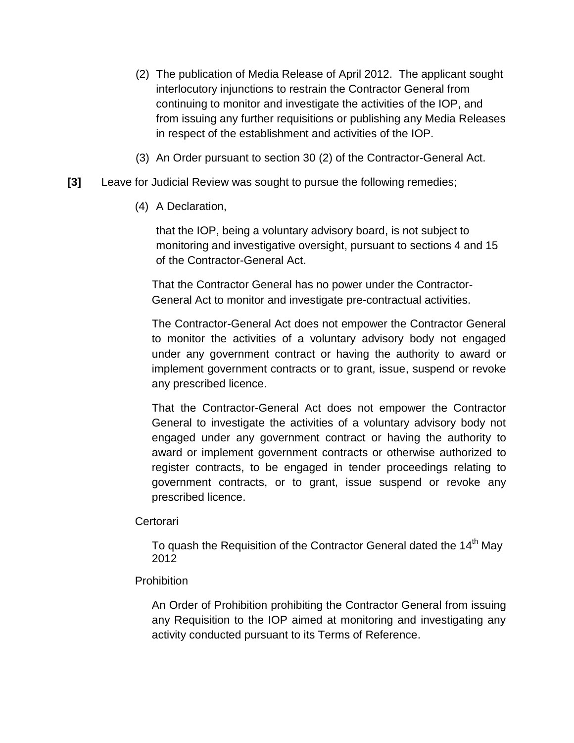(2) The publication of Media Release of April 2012. The applicant sought interlocutory injunctions to restrain the Contractor General from continuing to monitor and investigate the activities of the IOP, and from issuing any further requisitions or publishing any Media Releases in respect of the establishment and activities of the IOP.

(3) An Order pursuant to section 30 (2) of the Contractor-General Act.

**[3]** Leave for Judicial Review was sought to pursue the following remedies;

(4) A Declaration,

that the IOP, being a voluntary advisory board, is not subject to monitoring and investigative oversight, pursuant to sections 4 and 15 of the Contractor-General Act.

That the Contractor General has no power under the Contractor-General Act to monitor and investigate pre-contractual activities.

The Contractor-General Act does not empower the Contractor General to monitor the activities of a voluntary advisory body not engaged under any government contract or having the authority to award or implement government contracts or to grant, issue, suspend or revoke any prescribed licence.

That the Contractor-General Act does not empower the Contractor General to investigate the activities of a voluntary advisory body not engaged under any government contract or having the authority to award or implement government contracts or otherwise authorized to register contracts, to be engaged in tender proceedings relating to government contracts, or to grant, issue suspend or revoke any prescribed licence.

Certorari

To quash the Requisition of the Contractor General dated the 14th May 2012

Prohibition

An Order of Prohibition prohibiting the Contractor General from issuing any Requisition to the IOP aimed at monitoring and investigating any activity conducted pursuant to its Terms of Reference.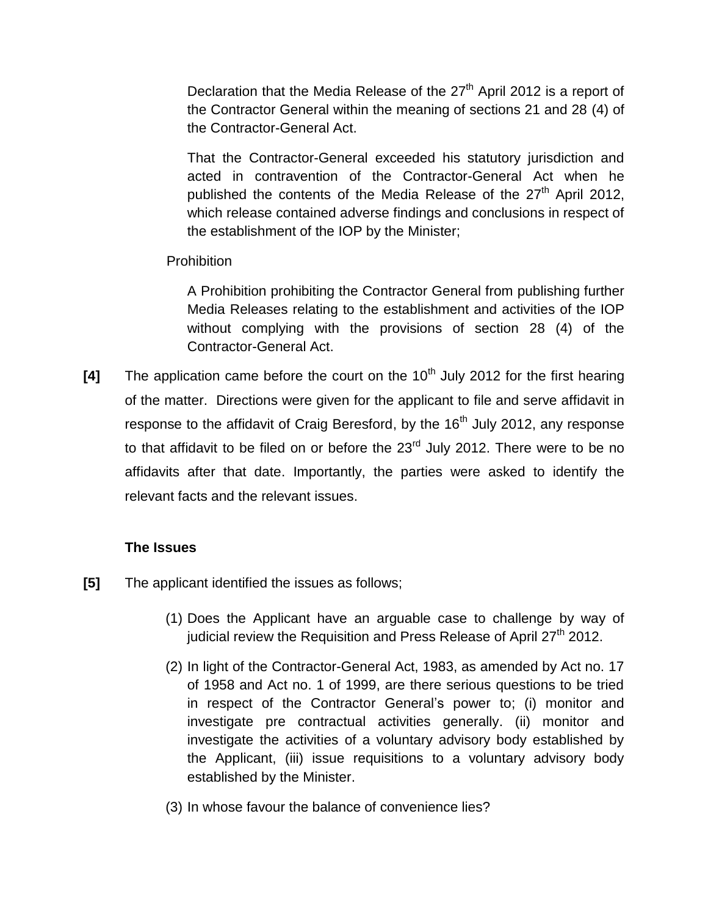Declaration that the Media Release of the 27th April 2012 is a report of the Contractor General within the meaning of sections 21 and 28 (4) of the Contractor-General Act.

That the Contractor-General exceeded his statutory jurisdiction and acted in contravention of the Contractor-General Act when he published the contents of the Media Release of the 27th April 2012, which release contained adverse findings and conclusions in respect of the establishment of the IOP by the Minister;

Prohibition

A Prohibition prohibiting the Contractor General from publishing further Media Releases relating to the establishment and activities of the IOP without complying with the provisions of section 28 (4) of the Contractor-General Act.

**[4]** The application came before the court on the 10th July 2012 for the first hearing of the matter. Directions were given for the applicant to file and serve affidavit in response to the affidavit of Craig Beresford, by the 16th July 2012, any response to that affidavit to be filed on or before the 23rd July 2012. There were to be no affidavits after that date. Importantly, the parties were asked to identify the relevant facts and the relevant issues.

**The Issues**

**[5]** The applicant identified the issues as follows;

(1) Does the Applicant have an arguable case to challenge by way of judicial review the Requisition and Press Release of April 27th 2012.

(2) In light of the Contractor-General Act, 1983, as amended by Act no. 17 of 1958 and Act no. 1 of 1999, are there serious questions to be tried in respect of the Contractor General's power to; (i) monitor and investigate pre contractual activities generally. (ii) monitor and investigate the activities of a voluntary advisory body established by the Applicant, (iii) issue requisitions to a voluntary advisory body established by the Minister.

(3) In whose favour the balance of convenience lies?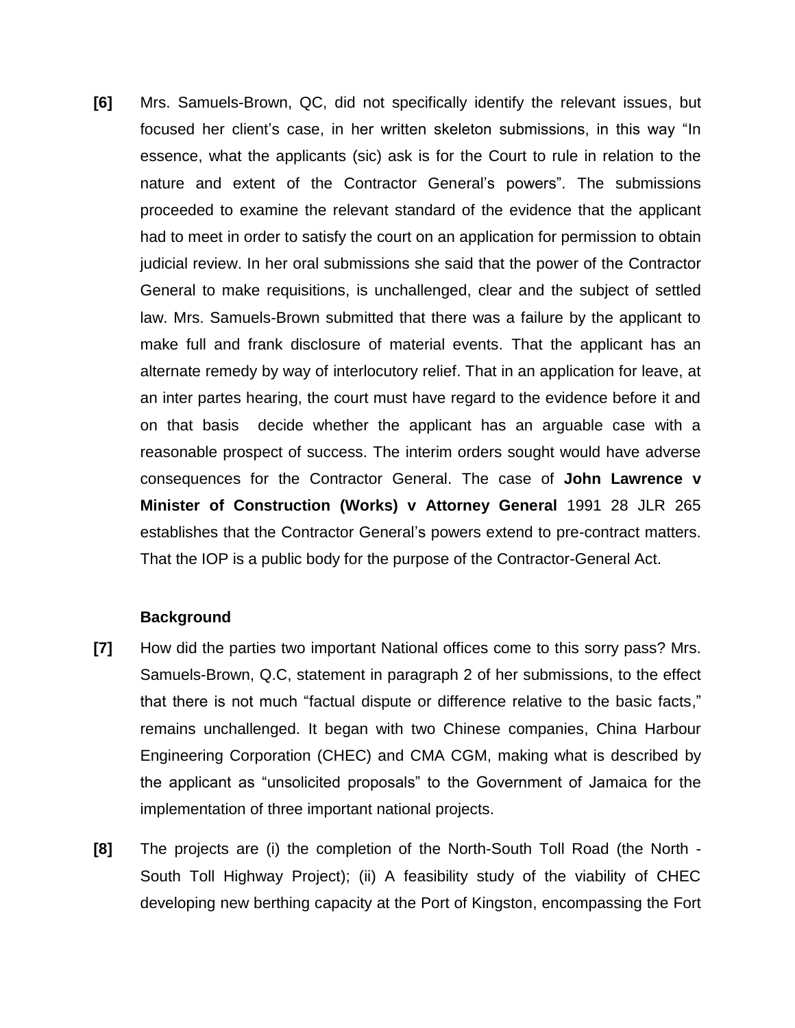**[6]** Mrs. Samuels-Brown, QC, did not specifically identify the relevant issues, but focused her client's case, in her written skeleton submissions, in this way "In essence, what the applicants (sic) ask is for the Court to rule in relation to the nature and extent of the Contractor General's powers". The submissions proceeded to examine the relevant standard of the evidence that the applicant had to meet in order to satisfy the court on an application for permission to obtain judicial review. In her oral submissions she said that the power of the Contractor General to make requisitions, is unchallenged, clear and the subject of settled law. Mrs. Samuels-Brown submitted that there was a failure by the applicant to make full and frank disclosure of material events. That the applicant has an alternate remedy by way of interlocutory relief. That in an application for leave, at an inter partes hearing, the court must have regard to the evidence before it and on that basis decide whether the applicant has an arguable case with a reasonable prospect of success. The interim orders sought would have adverse consequences for the Contractor General. The case of **John Lawrence v Minister of Construction (Works) v Attorney General** 1991 28 JLR 265 establishes that the Contractor General's powers extend to pre-contract matters. That the IOP is a public body for the purpose of the Contractor-General Act.

**Background**

**[7]** How did the parties two important National offices come to this sorry pass? Mrs. Samuels-Brown, Q.C, statement in paragraph 2 of her submissions, to the effect that there is not much "factual dispute or difference relative to the basic facts," remains unchallenged. It began with two Chinese companies, China Harbour Engineering Corporation (CHEC) and CMA CGM, making what is described by the applicant as "unsolicited proposals" to the Government of Jamaica for the implementation of three important national projects.

**[8]** The projects are (i) the completion of the North-South Toll Road (the North - South Toll Highway Project); (ii) A feasibility study of the viability of CHEC developing new berthing capacity at the Port of Kingston, encompassing the Fort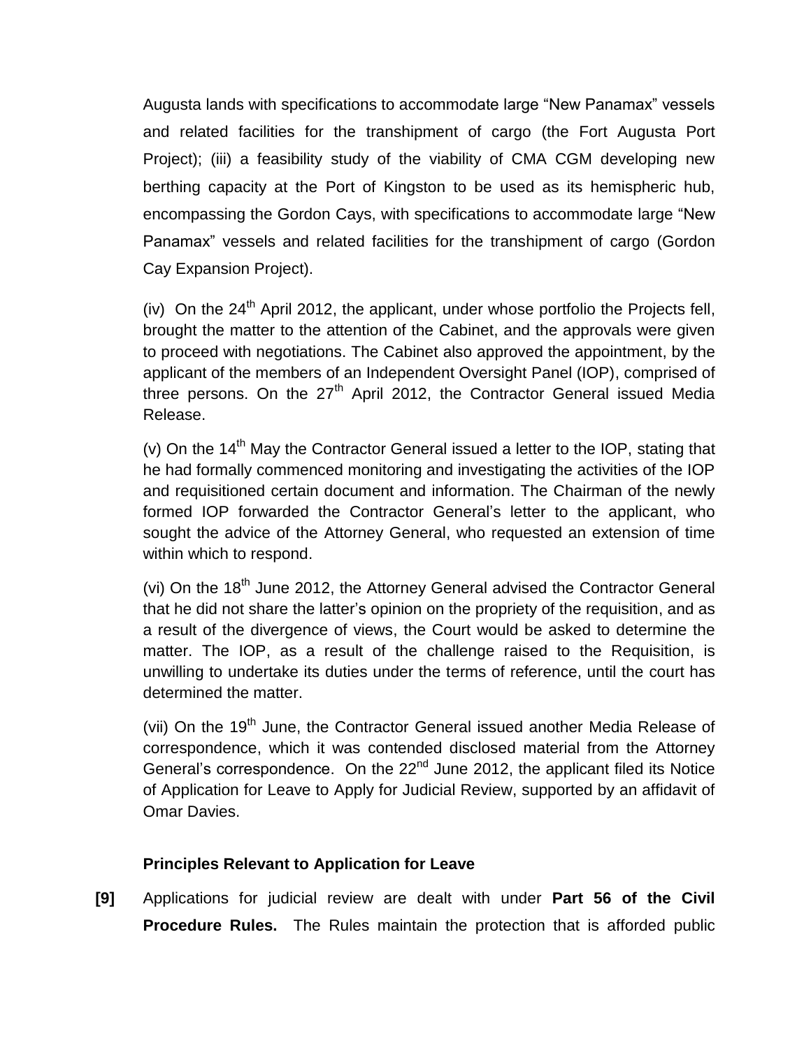Augusta lands with specifications to accommodate large "New Panamax" vessels and related facilities for the transhipment of cargo (the Fort Augusta Port Project); (iii) a feasibility study of the viability of CMA CGM developing new berthing capacity at the Port of Kingston to be used as its hemispheric hub, encompassing the Gordon Cays, with specifications to accommodate large "New Panamax" vessels and related facilities for the transhipment of cargo (Gordon Cay Expansion Project).

(iv) On the 24th April 2012, the applicant, under whose portfolio the Projects fell, brought the matter to the attention of the Cabinet, and the approvals were given to proceed with negotiations. The Cabinet also approved the appointment, by the applicant of the members of an Independent Oversight Panel (IOP), comprised of three persons. On the 27th April 2012, the Contractor General issued Media Release.

(v) On the 14th May the Contractor General issued a letter to the IOP, stating that he had formally commenced monitoring and investigating the activities of the IOP and requisitioned certain document and information. The Chairman of the newly formed IOP forwarded the Contractor General's letter to the applicant, who sought the advice of the Attorney General, who requested an extension of time within which to respond.

(vi) On the 18th June 2012, the Attorney General advised the Contractor General that he did not share the latter's opinion on the propriety of the requisition, and as a result of the divergence of views, the Court would be asked to determine the matter. The IOP, as a result of the challenge raised to the Requisition, is unwilling to undertake its duties under the terms of reference, until the court has determined the matter.

(vii) On the 19th June, the Contractor General issued another Media Release of correspondence, which it was contended disclosed material from the Attorney General's correspondence. On the 22nd June 2012, the applicant filed its Notice of Application for Leave to Apply for Judicial Review, supported by an affidavit of Omar Davies.

**Principles Relevant to Application for Leave**

**[9]** Applications for judicial review are dealt with under **Part 56 of the Civil Procedure Rules.** The Rules maintain the protection that is afforded public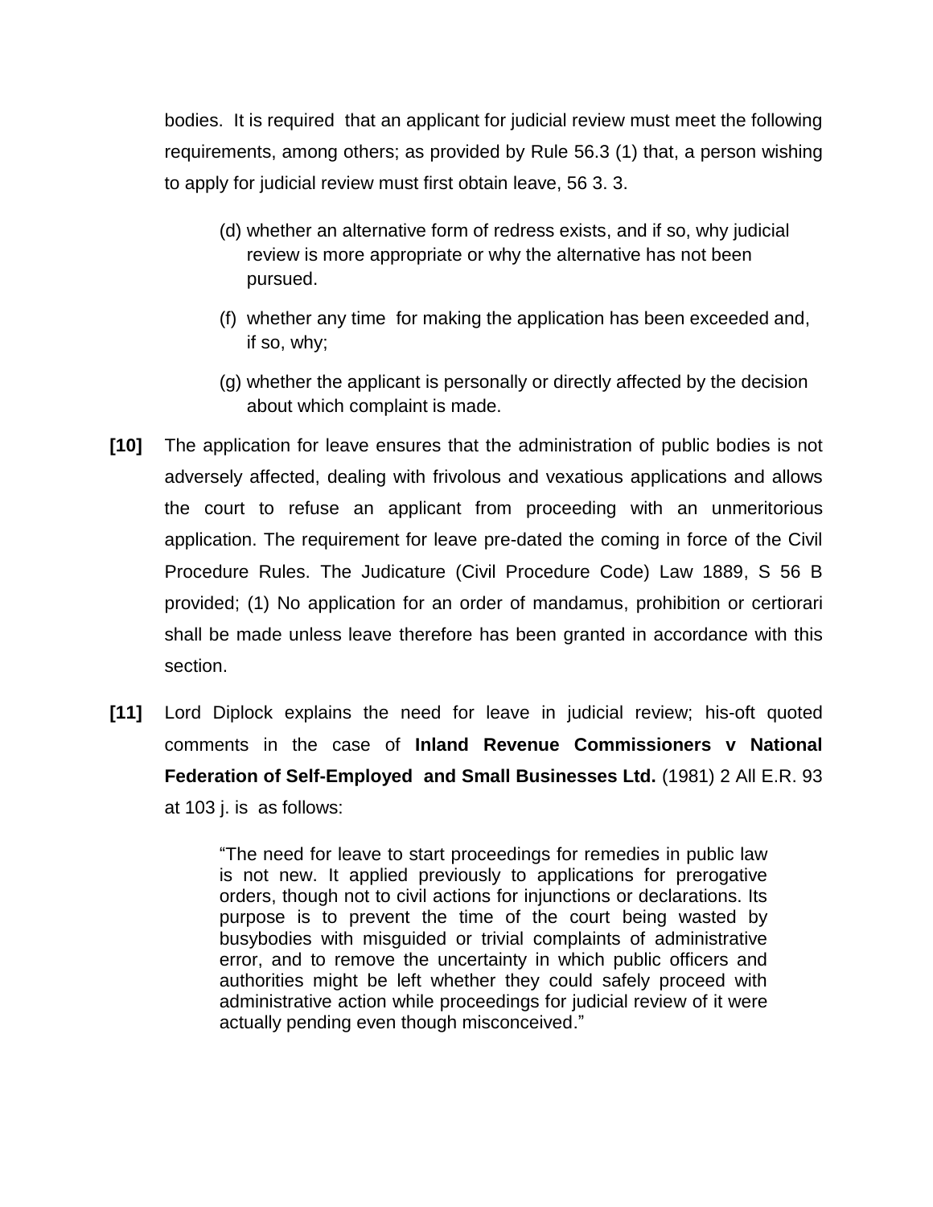bodies. It is required that an applicant for judicial review must meet the following requirements, among others; as provided by Rule 56.3 (1) that, a person wishing to apply for judicial review must first obtain leave, 56 3. 3.

> (d) whether an alternative form of redress exists, and if so, why judicial review is more appropriate or why the alternative has not been pursued.
>
> (f) whether any time for making the application has been exceeded and, if so, why;
>
> (g) whether the applicant is personally or directly affected by the decision about which complaint is made.

**[10]** The application for leave ensures that the administration of public bodies is not adversely affected, dealing with frivolous and vexatious applications and allows the court to refuse an applicant from proceeding with an unmeritorious application. The requirement for leave pre-dated the coming in force of the Civil Procedure Rules. The Judicature (Civil Procedure Code) Law 1889, S 56 B provided; (1) No application for an order of mandamus, prohibition or certiorari shall be made unless leave therefore has been granted in accordance with this section.

**[11]** Lord Diplock explains the need for leave in judicial review; his-oft quoted comments in the case of **Inland Revenue Commissioners v National Federation of Self-Employed and Small Businesses Ltd.** (1981) 2 All E.R. 93 at 103 j. is as follows:

> "The need for leave to start proceedings for remedies in public law is not new. It applied previously to applications for prerogative orders, though not to civil actions for injunctions or declarations. Its purpose is to prevent the time of the court being wasted by busybodies with misguided or trivial complaints of administrative error, and to remove the uncertainty in which public officers and authorities might be left whether they could safely proceed with administrative action while proceedings for judicial review of it were actually pending even though misconceived."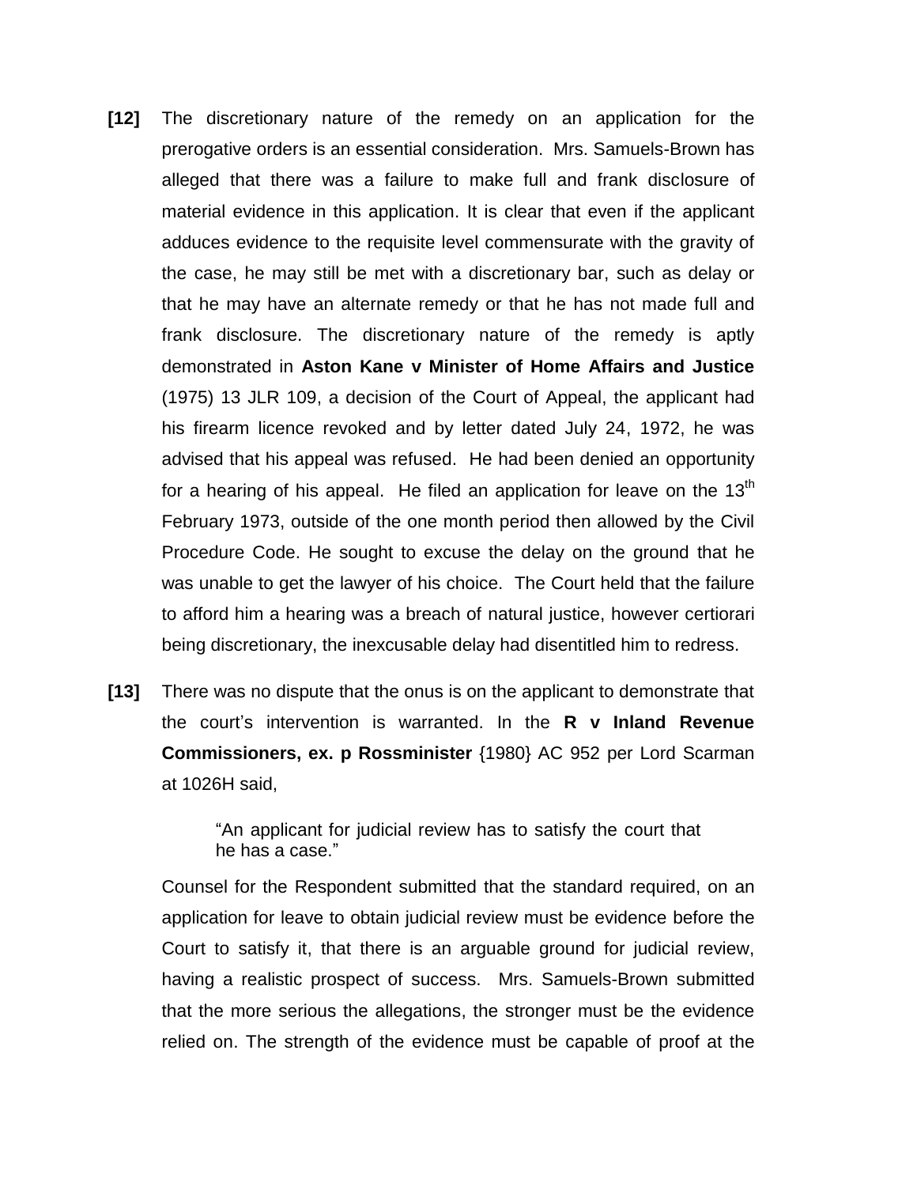**[12]** The discretionary nature of the remedy on an application for the prerogative orders is an essential consideration. Mrs. Samuels-Brown has alleged that there was a failure to make full and frank disclosure of material evidence in this application. It is clear that even if the applicant adduces evidence to the requisite level commensurate with the gravity of the case, he may still be met with a discretionary bar, such as delay or that he may have an alternate remedy or that he has not made full and frank disclosure. The discretionary nature of the remedy is aptly demonstrated in **Aston Kane v Minister of Home Affairs and Justice** (1975) 13 JLR 109, a decision of the Court of Appeal, the applicant had his firearm licence revoked and by letter dated July 24, 1972, he was advised that his appeal was refused. He had been denied an opportunity for a hearing of his appeal. He filed an application for leave on the 13th February 1973, outside of the one month period then allowed by the Civil Procedure Code. He sought to excuse the delay on the ground that he was unable to get the lawyer of his choice. The Court held that the failure to afford him a hearing was a breach of natural justice, however certiorari being discretionary, the inexcusable delay had disentitled him to redress.

**[13]** There was no dispute that the onus is on the applicant to demonstrate that the court's intervention is warranted. In the **R v Inland Revenue Commissioners, ex. p Rossminister** {1980} AC 952 per Lord Scarman at 1026H said,

> "An applicant for judicial review has to satisfy the court that he has a case."

Counsel for the Respondent submitted that the standard required, on an application for leave to obtain judicial review must be evidence before the Court to satisfy it, that there is an arguable ground for judicial review, having a realistic prospect of success. Mrs. Samuels-Brown submitted that the more serious the allegations, the stronger must be the evidence relied on. The strength of the evidence must be capable of proof at the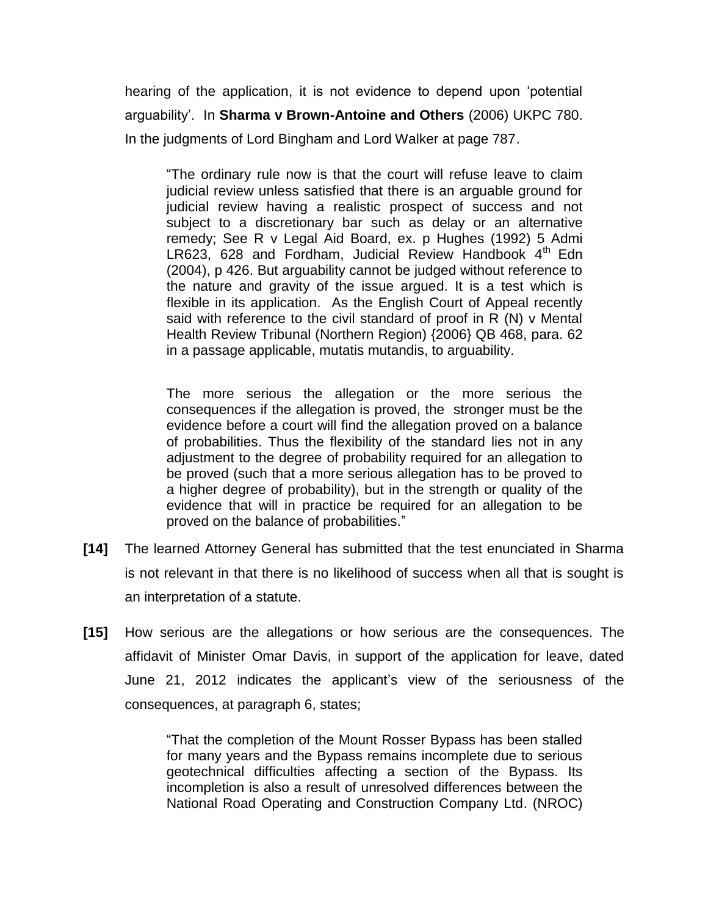hearing of the application, it is not evidence to depend upon 'potential arguability'. In **Sharma v Brown-Antoine and Others** (2006) UKPC 780. In the judgments of Lord Bingham and Lord Walker at page 787.

> "The ordinary rule now is that the court will refuse leave to claim judicial review unless satisfied that there is an arguable ground for judicial review having a realistic prospect of success and not subject to a discretionary bar such as delay or an alternative remedy; See R v Legal Aid Board, ex. p Hughes (1992) 5 Admi LR623, 628 and Fordham, Judicial Review Handbook 4th Edn (2004), p 426. But arguability cannot be judged without reference to the nature and gravity of the issue argued. It is a test which is flexible in its application. As the English Court of Appeal recently said with reference to the civil standard of proof in R (N) v Mental Health Review Tribunal (Northern Region) {2006} QB 468, para. 62 in a passage applicable, mutatis mutandis, to arguability.
>
> The more serious the allegation or the more serious the consequences if the allegation is proved, the stronger must be the evidence before a court will find the allegation proved on a balance of probabilities. Thus the flexibility of the standard lies not in any adjustment to the degree of probability required for an allegation to be proved (such that a more serious allegation has to be proved to a higher degree of probability), but in the strength or quality of the evidence that will in practice be required for an allegation to be proved on the balance of probabilities."

**[14]** The learned Attorney General has submitted that the test enunciated in Sharma is not relevant in that there is no likelihood of success when all that is sought is an interpretation of a statute.

**[15]** How serious are the allegations or how serious are the consequences. The affidavit of Minister Omar Davis, in support of the application for leave, dated June 21, 2012 indicates the applicant's view of the seriousness of the consequences, at paragraph 6, states;

> "That the completion of the Mount Rosser Bypass has been stalled for many years and the Bypass remains incomplete due to serious geotechnical difficulties affecting a section of the Bypass. Its incompletion is also a result of unresolved differences between the National Road Operating and Construction Company Ltd. (NROC)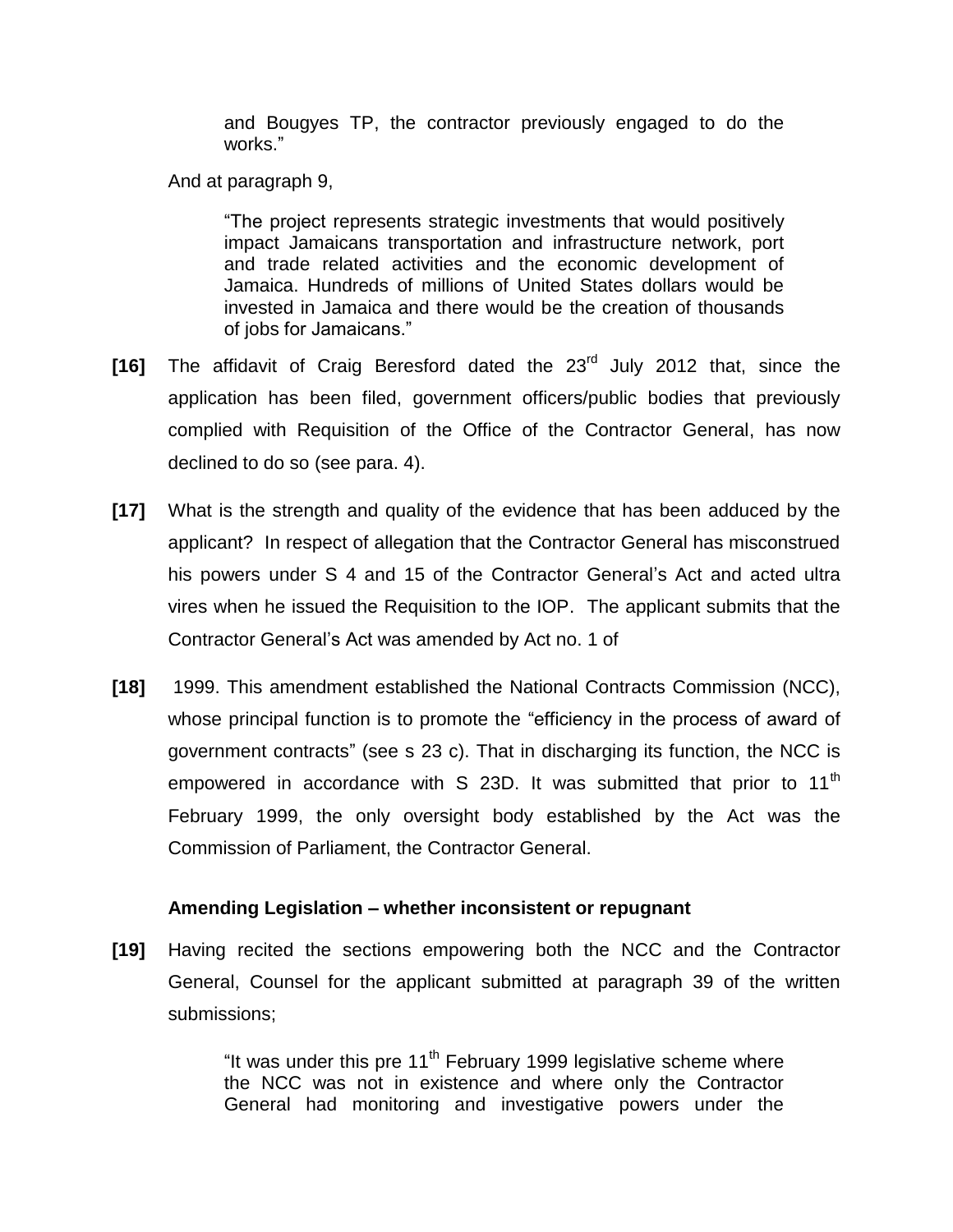> and Bougyes TP, the contractor previously engaged to do the works."

And at paragraph 9,

> "The project represents strategic investments that would positively impact Jamaicans transportation and infrastructure network, port and trade related activities and the economic development of Jamaica. Hundreds of millions of United States dollars would be invested in Jamaica and there would be the creation of thousands of jobs for Jamaicans."

**[16]** The affidavit of Craig Beresford dated the 23rd July 2012 that, since the application has been filed, government officers/public bodies that previously complied with Requisition of the Office of the Contractor General, has now declined to do so (see para. 4).

**[17]** What is the strength and quality of the evidence that has been adduced by the applicant? In respect of allegation that the Contractor General has misconstrued his powers under S 4 and 15 of the Contractor General's Act and acted ultra vires when he issued the Requisition to the IOP. The applicant submits that the Contractor General's Act was amended by Act no. 1 of

**[18]** 1999. This amendment established the National Contracts Commission (NCC), whose principal function is to promote the "efficiency in the process of award of government contracts" (see s 23 c). That in discharging its function, the NCC is empowered in accordance with S 23D. It was submitted that prior to 11th February 1999, the only oversight body established by the Act was the Commission of Parliament, the Contractor General.

**Amending Legislation – whether inconsistent or repugnant**

**[19]** Having recited the sections empowering both the NCC and the Contractor General, Counsel for the applicant submitted at paragraph 39 of the written submissions;

> "It was under this pre 11th February 1999 legislative scheme where the NCC was not in existence and where only the Contractor General had monitoring and investigative powers under the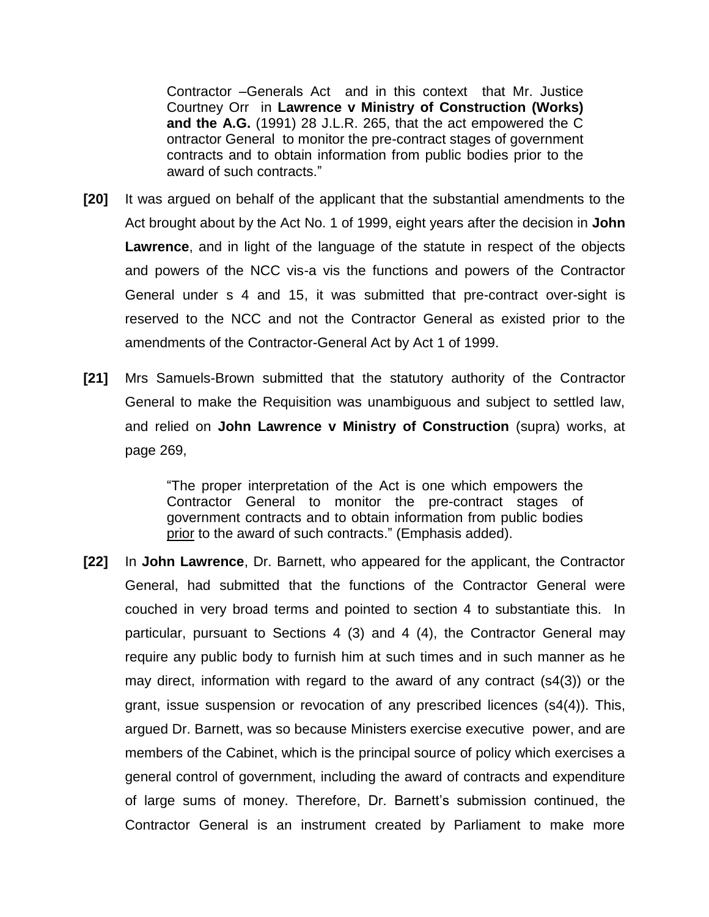> Contractor –Generals Act and in this context that Mr. Justice Courtney Orr in **Lawrence v Ministry of Construction (Works) and the A.G.** (1991) 28 J.L.R. 265, that the act empowered the C ontractor General to monitor the pre-contract stages of government contracts and to obtain information from public bodies prior to the award of such contracts."

**[20]** It was argued on behalf of the applicant that the substantial amendments to the Act brought about by the Act No. 1 of 1999, eight years after the decision in **John Lawrence**, and in light of the language of the statute in respect of the objects and powers of the NCC vis-a vis the functions and powers of the Contractor General under s 4 and 15, it was submitted that pre-contract over-sight is reserved to the NCC and not the Contractor General as existed prior to the amendments of the Contractor-General Act by Act 1 of 1999.

**[21]** Mrs Samuels-Brown submitted that the statutory authority of the Contractor General to make the Requisition was unambiguous and subject to settled law, and relied on **John Lawrence v Ministry of Construction** (supra) works, at page 269,

> "The proper interpretation of the Act is one which empowers the Contractor General to monitor the pre-contract stages of government contracts and to obtain information from public bodies <u>prior</u> to the award of such contracts." (Emphasis added).

**[22]** In **John Lawrence**, Dr. Barnett, who appeared for the applicant, the Contractor General, had submitted that the functions of the Contractor General were couched in very broad terms and pointed to section 4 to substantiate this. In particular, pursuant to Sections 4 (3) and 4 (4), the Contractor General may require any public body to furnish him at such times and in such manner as he may direct, information with regard to the award of any contract (s4(3)) or the grant, issue suspension or revocation of any prescribed licences (s4(4)). This, argued Dr. Barnett, was so because Ministers exercise executive power, and are members of the Cabinet, which is the principal source of policy which exercises a general control of government, including the award of contracts and expenditure of large sums of money. Therefore, Dr. Barnett's submission continued, the Contractor General is an instrument created by Parliament to make more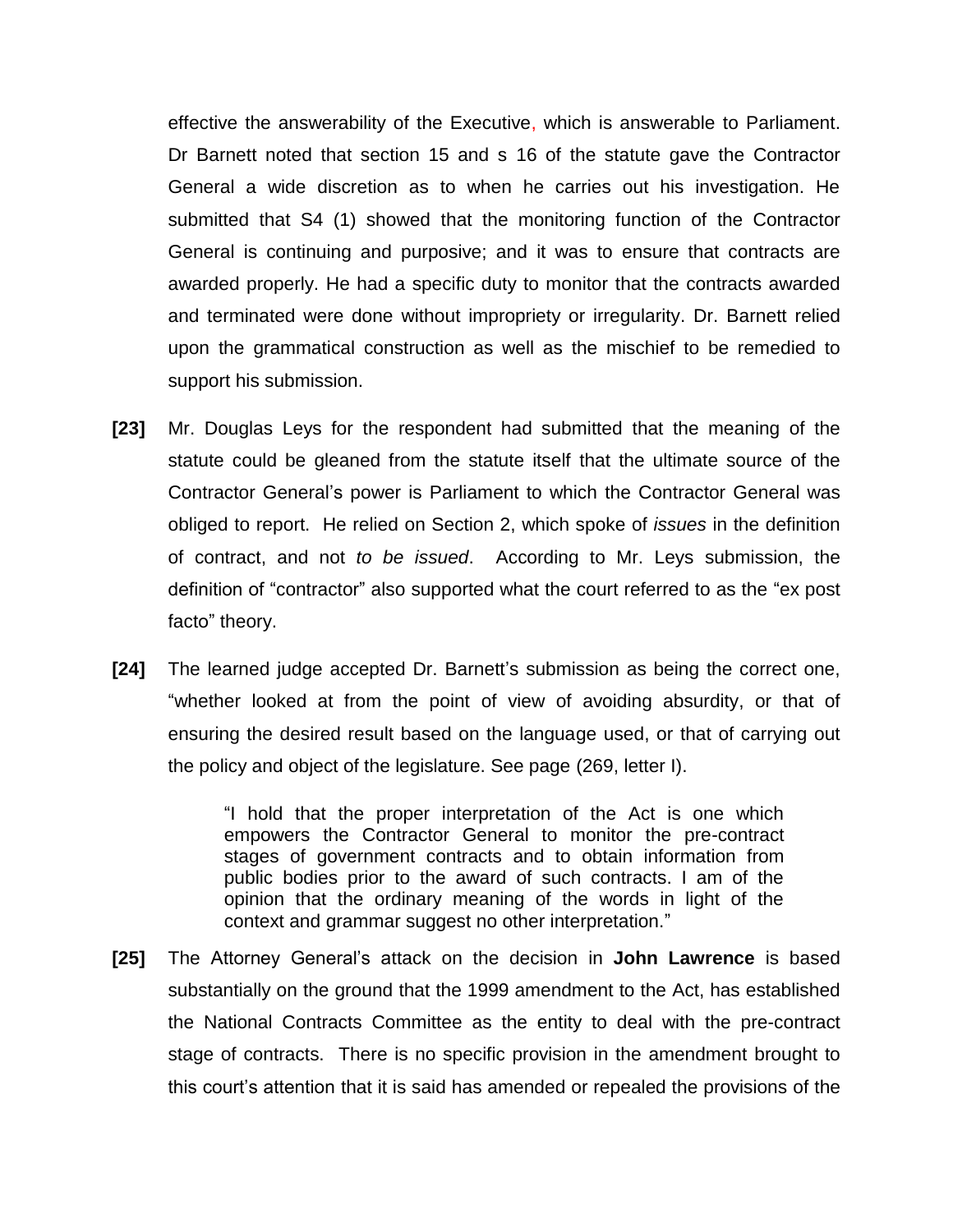effective the answerability of the Executive, which is answerable to Parliament. Dr Barnett noted that section 15 and s 16 of the statute gave the Contractor General a wide discretion as to when he carries out his investigation. He submitted that S4 (1) showed that the monitoring function of the Contractor General is continuing and purposive; and it was to ensure that contracts are awarded properly. He had a specific duty to monitor that the contracts awarded and terminated were done without impropriety or irregularity. Dr. Barnett relied upon the grammatical construction as well as the mischief to be remedied to support his submission.

**[23]** Mr. Douglas Leys for the respondent had submitted that the meaning of the statute could be gleaned from the statute itself that the ultimate source of the Contractor General's power is Parliament to which the Contractor General was obliged to report. He relied on Section 2, which spoke of *issues* in the definition of contract, and not *to be issued*. According to Mr. Leys submission, the definition of "contractor" also supported what the court referred to as the "ex post facto" theory.

**[24]** The learned judge accepted Dr. Barnett's submission as being the correct one, "whether looked at from the point of view of avoiding absurdity, or that of ensuring the desired result based on the language used, or that of carrying out the policy and object of the legislature. See page (269, letter I).

> "I hold that the proper interpretation of the Act is one which empowers the Contractor General to monitor the pre-contract stages of government contracts and to obtain information from public bodies prior to the award of such contracts. I am of the opinion that the ordinary meaning of the words in light of the context and grammar suggest no other interpretation."

**[25]** The Attorney General's attack on the decision in **John Lawrence** is based substantially on the ground that the 1999 amendment to the Act, has established the National Contracts Committee as the entity to deal with the pre-contract stage of contracts. There is no specific provision in the amendment brought to this court's attention that it is said has amended or repealed the provisions of the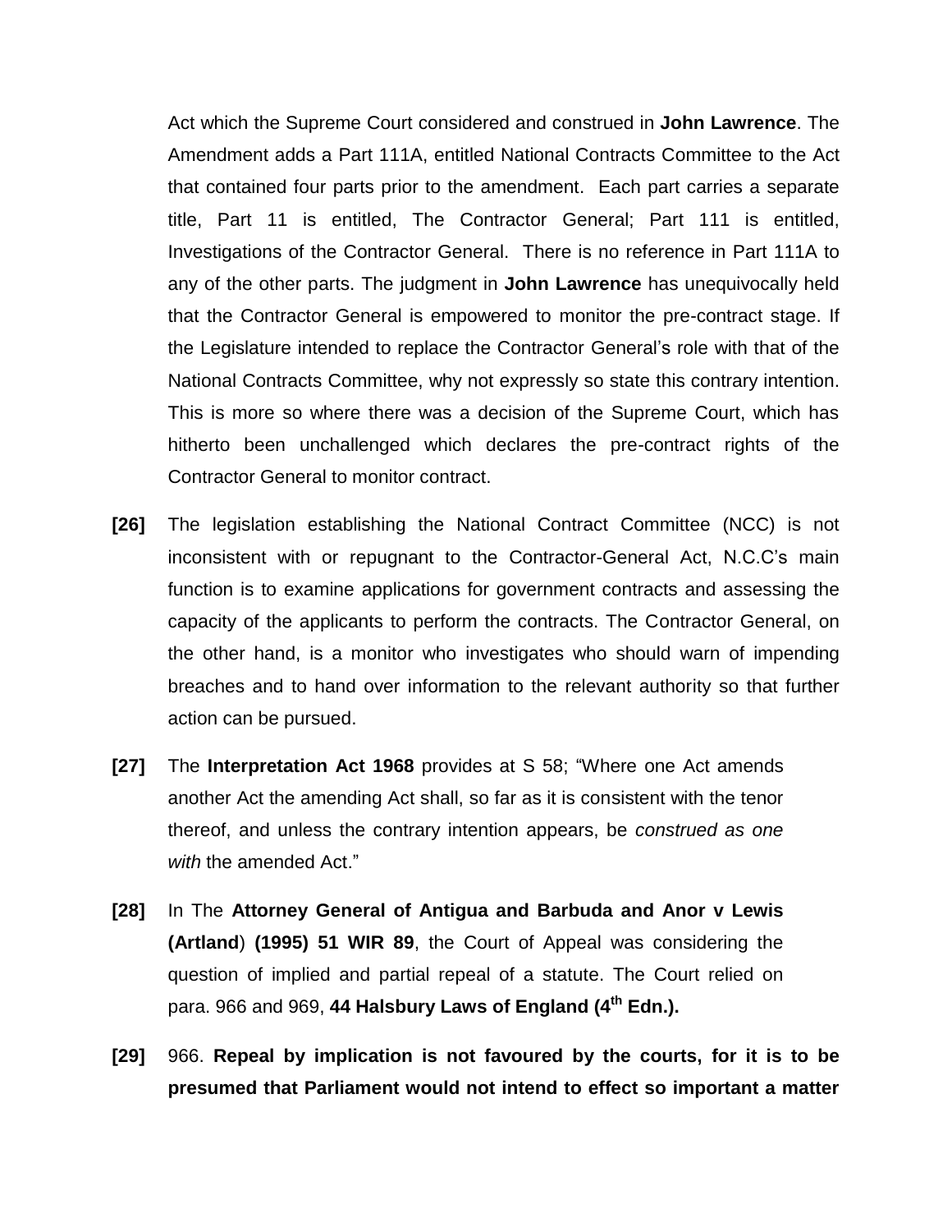Act which the Supreme Court considered and construed in **John Lawrence**. The Amendment adds a Part 111A, entitled National Contracts Committee to the Act that contained four parts prior to the amendment. Each part carries a separate title, Part 11 is entitled, The Contractor General; Part 111 is entitled, Investigations of the Contractor General. There is no reference in Part 111A to any of the other parts. The judgment in **John Lawrence** has unequivocally held that the Contractor General is empowered to monitor the pre-contract stage. If the Legislature intended to replace the Contractor General's role with that of the National Contracts Committee, why not expressly so state this contrary intention. This is more so where there was a decision of the Supreme Court, which has hitherto been unchallenged which declares the pre-contract rights of the Contractor General to monitor contract.

**[26]** The legislation establishing the National Contract Committee (NCC) is not inconsistent with or repugnant to the Contractor-General Act, N.C.C's main function is to examine applications for government contracts and assessing the capacity of the applicants to perform the contracts. The Contractor General, on the other hand, is a monitor who investigates who should warn of impending breaches and to hand over information to the relevant authority so that further action can be pursued.

**[27]** The **Interpretation Act 1968** provides at S 58; "Where one Act amends another Act the amending Act shall, so far as it is consistent with the tenor thereof, and unless the contrary intention appears, be *construed as one with* the amended Act."

**[28]** In The **Attorney General of Antigua and Barbuda and Anor v Lewis (Artland**) **(1995) 51 WIR 89**, the Court of Appeal was considering the question of implied and partial repeal of a statute. The Court relied on para. 966 and 969, **44 Halsbury Laws of England (4th Edn.).**

**[29]** 966. **Repeal by implication is not favoured by the courts, for it is to be presumed that Parliament would not intend to effect so important a matter**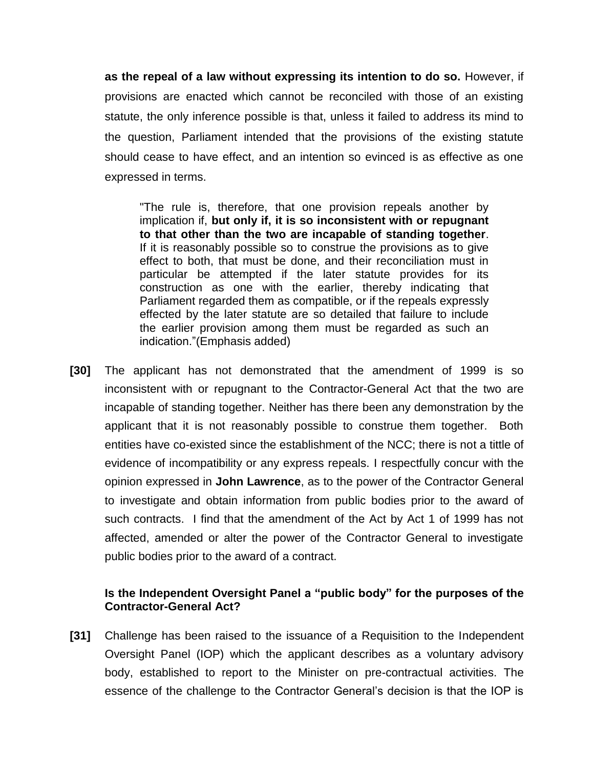**as the repeal of a law without expressing its intention to do so.** However, if provisions are enacted which cannot be reconciled with those of an existing statute, the only inference possible is that, unless it failed to address its mind to the question, Parliament intended that the provisions of the existing statute should cease to have effect, and an intention so evinced is as effective as one expressed in terms.

> "The rule is, therefore, that one provision repeals another by implication if, **but only if, it is so inconsistent with or repugnant to that other than the two are incapable of standing together**. If it is reasonably possible so to construe the provisions as to give effect to both, that must be done, and their reconciliation must in particular be attempted if the later statute provides for its construction as one with the earlier, thereby indicating that Parliament regarded them as compatible, or if the repeals expressly effected by the later statute are so detailed that failure to include the earlier provision among them must be regarded as such an indication."(Emphasis added)

**[30]** The applicant has not demonstrated that the amendment of 1999 is so inconsistent with or repugnant to the Contractor-General Act that the two are incapable of standing together. Neither has there been any demonstration by the applicant that it is not reasonably possible to construe them together. Both entities have co-existed since the establishment of the NCC; there is not a tittle of evidence of incompatibility or any express repeals. I respectfully concur with the opinion expressed in **John Lawrence**, as to the power of the Contractor General to investigate and obtain information from public bodies prior to the award of such contracts. I find that the amendment of the Act by Act 1 of 1999 has not affected, amended or alter the power of the Contractor General to investigate public bodies prior to the award of a contract.

**Is the Independent Oversight Panel a "public body" for the purposes of the Contractor-General Act?**

**[31]** Challenge has been raised to the issuance of a Requisition to the Independent Oversight Panel (IOP) which the applicant describes as a voluntary advisory body, established to report to the Minister on pre-contractual activities. The essence of the challenge to the Contractor General's decision is that the IOP is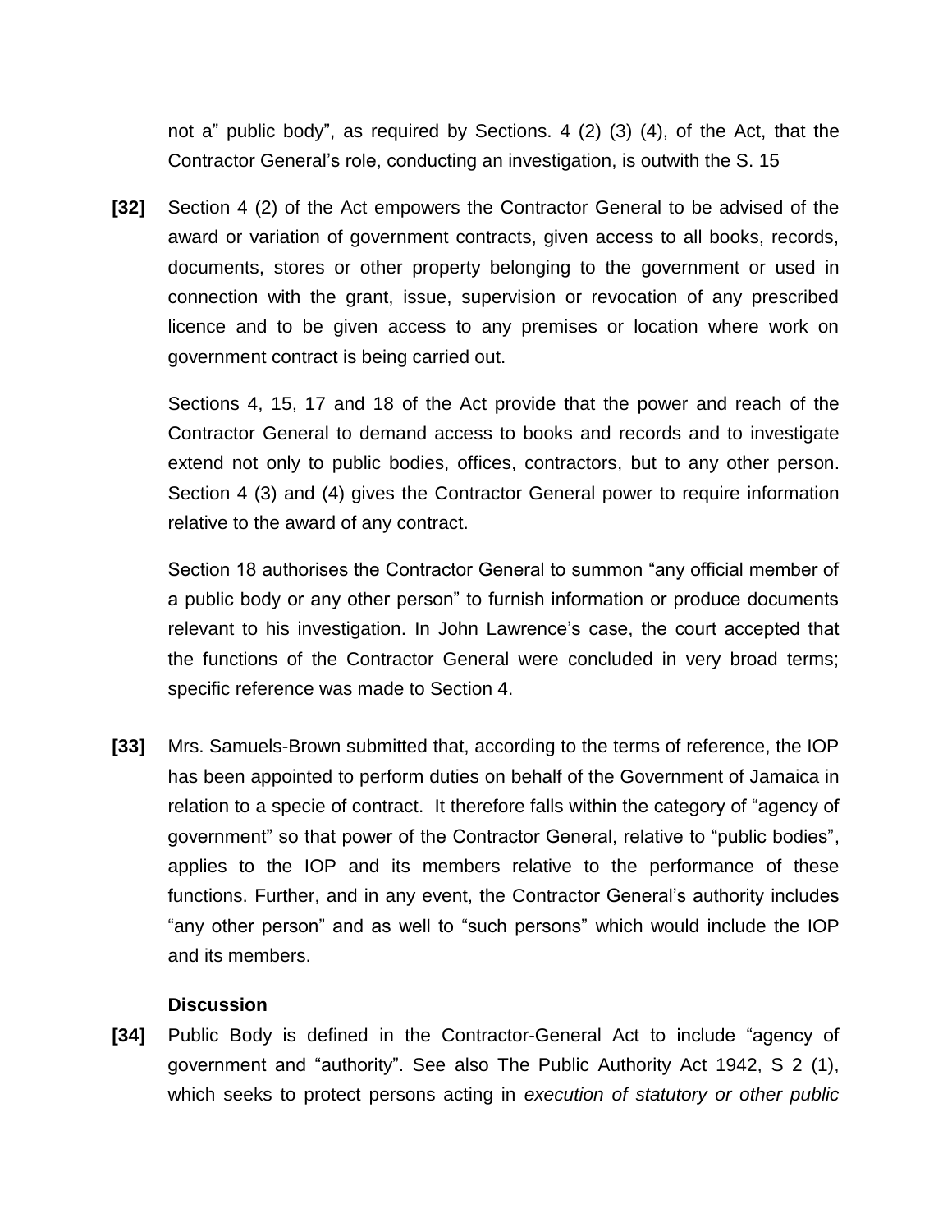not a" public body", as required by Sections. 4 (2) (3) (4), of the Act, that the Contractor General's role, conducting an investigation, is outwith the S. 15

**[32]** Section 4 (2) of the Act empowers the Contractor General to be advised of the award or variation of government contracts, given access to all books, records, documents, stores or other property belonging to the government or used in connection with the grant, issue, supervision or revocation of any prescribed licence and to be given access to any premises or location where work on government contract is being carried out.

Sections 4, 15, 17 and 18 of the Act provide that the power and reach of the Contractor General to demand access to books and records and to investigate extend not only to public bodies, offices, contractors, but to any other person. Section 4 (3) and (4) gives the Contractor General power to require information relative to the award of any contract.

Section 18 authorises the Contractor General to summon "any official member of a public body or any other person" to furnish information or produce documents relevant to his investigation. In John Lawrence's case, the court accepted that the functions of the Contractor General were concluded in very broad terms; specific reference was made to Section 4.

**[33]** Mrs. Samuels-Brown submitted that, according to the terms of reference, the IOP has been appointed to perform duties on behalf of the Government of Jamaica in relation to a specie of contract. It therefore falls within the category of "agency of government" so that power of the Contractor General, relative to "public bodies", applies to the IOP and its members relative to the performance of these functions. Further, and in any event, the Contractor General's authority includes "any other person" and as well to "such persons" which would include the IOP and its members.

**Discussion**

**[34]** Public Body is defined in the Contractor-General Act to include "agency of government and "authority". See also The Public Authority Act 1942, S 2 (1), which seeks to protect persons acting in *execution of statutory or other public*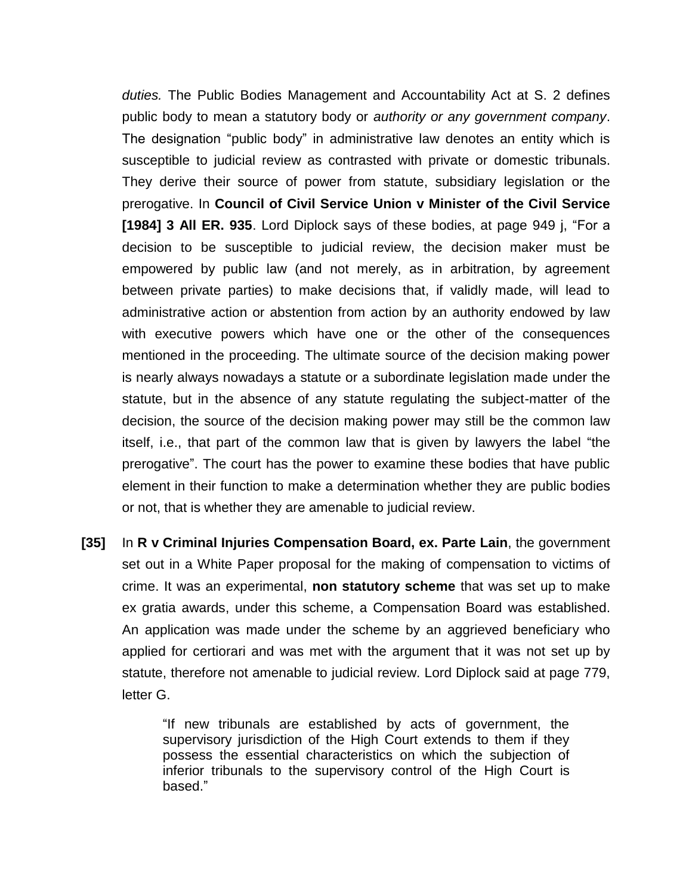*duties.* The Public Bodies Management and Accountability Act at S. 2 defines public body to mean a statutory body or *authority or any government company*. The designation "public body" in administrative law denotes an entity which is susceptible to judicial review as contrasted with private or domestic tribunals. They derive their source of power from statute, subsidiary legislation or the prerogative. In **Council of Civil Service Union v Minister of the Civil Service [1984] 3 All ER. 935**. Lord Diplock says of these bodies, at page 949 j, "For a decision to be susceptible to judicial review, the decision maker must be empowered by public law (and not merely, as in arbitration, by agreement between private parties) to make decisions that, if validly made, will lead to administrative action or abstention from action by an authority endowed by law with executive powers which have one or the other of the consequences mentioned in the proceeding. The ultimate source of the decision making power is nearly always nowadays a statute or a subordinate legislation made under the statute, but in the absence of any statute regulating the subject-matter of the decision, the source of the decision making power may still be the common law itself, i.e., that part of the common law that is given by lawyers the label "the prerogative". The court has the power to examine these bodies that have public element in their function to make a determination whether they are public bodies or not, that is whether they are amenable to judicial review.

**[35]** In **R v Criminal Injuries Compensation Board, ex. Parte Lain**, the government set out in a White Paper proposal for the making of compensation to victims of crime. It was an experimental, **non statutory scheme** that was set up to make ex gratia awards, under this scheme, a Compensation Board was established. An application was made under the scheme by an aggrieved beneficiary who applied for certiorari and was met with the argument that it was not set up by statute, therefore not amenable to judicial review. Lord Diplock said at page 779, letter G.

> "If new tribunals are established by acts of government, the supervisory jurisdiction of the High Court extends to them if they possess the essential characteristics on which the subjection of inferior tribunals to the supervisory control of the High Court is based."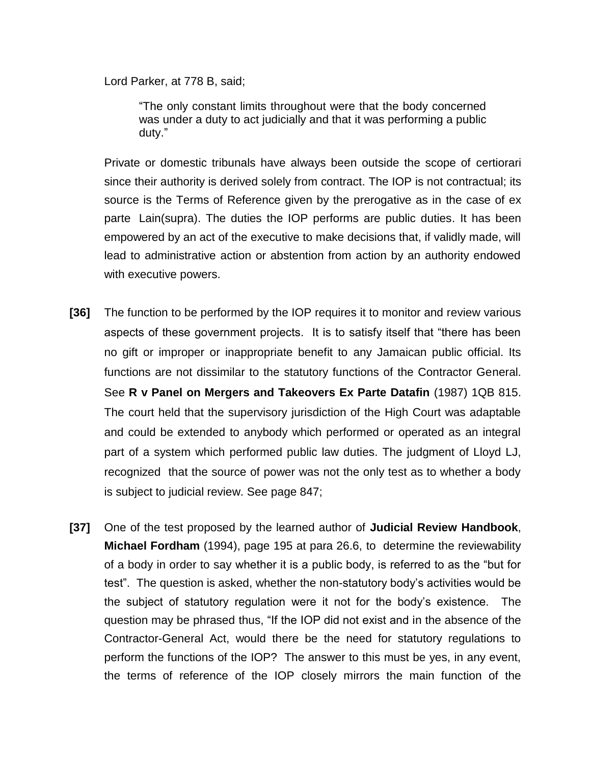Lord Parker, at 778 B, said;

> "The only constant limits throughout were that the body concerned was under a duty to act judicially and that it was performing a public duty."

Private or domestic tribunals have always been outside the scope of certiorari since their authority is derived solely from contract. The IOP is not contractual; its source is the Terms of Reference given by the prerogative as in the case of ex parte Lain(supra). The duties the IOP performs are public duties. It has been empowered by an act of the executive to make decisions that, if validly made, will lead to administrative action or abstention from action by an authority endowed with executive powers.

**[36]** The function to be performed by the IOP requires it to monitor and review various aspects of these government projects. It is to satisfy itself that "there has been no gift or improper or inappropriate benefit to any Jamaican public official. Its functions are not dissimilar to the statutory functions of the Contractor General. See **R v Panel on Mergers and Takeovers Ex Parte Datafin** (1987) 1QB 815. The court held that the supervisory jurisdiction of the High Court was adaptable and could be extended to anybody which performed or operated as an integral part of a system which performed public law duties. The judgment of Lloyd LJ, recognized that the source of power was not the only test as to whether a body is subject to judicial review. See page 847;

**[37]** One of the test proposed by the learned author of **Judicial Review Handbook**, **Michael Fordham** (1994), page 195 at para 26.6, to determine the reviewability of a body in order to say whether it is a public body, is referred to as the "but for test". The question is asked, whether the non-statutory body's activities would be the subject of statutory regulation were it not for the body's existence. The question may be phrased thus, "If the IOP did not exist and in the absence of the Contractor-General Act, would there be the need for statutory regulations to perform the functions of the IOP? The answer to this must be yes, in any event, the terms of reference of the IOP closely mirrors the main function of the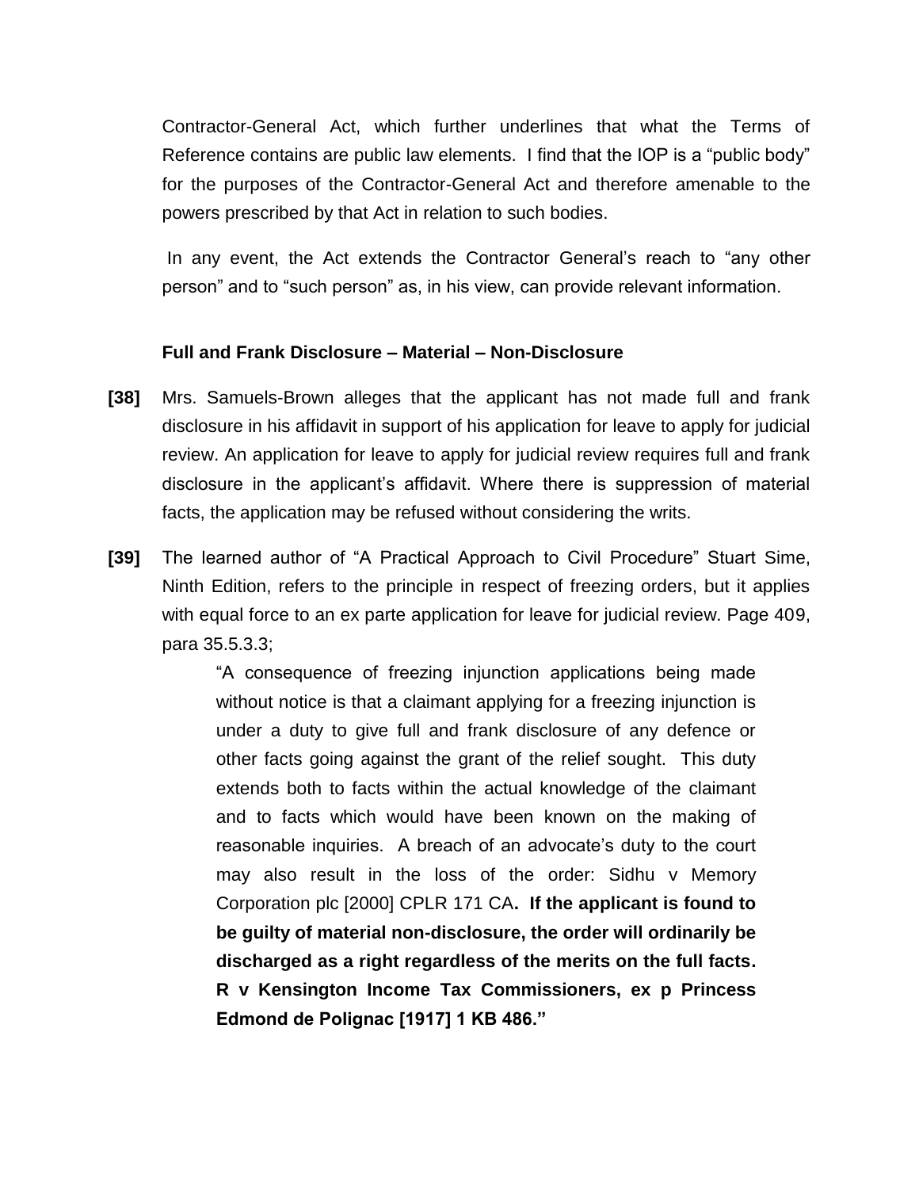Contractor-General Act, which further underlines that what the Terms of Reference contains are public law elements. I find that the IOP is a "public body" for the purposes of the Contractor-General Act and therefore amenable to the powers prescribed by that Act in relation to such bodies.

In any event, the Act extends the Contractor General's reach to "any other person" and to "such person" as, in his view, can provide relevant information.

**Full and Frank Disclosure – Material – Non-Disclosure**

**[38]** Mrs. Samuels-Brown alleges that the applicant has not made full and frank disclosure in his affidavit in support of his application for leave to apply for judicial review. An application for leave to apply for judicial review requires full and frank disclosure in the applicant's affidavit. Where there is suppression of material facts, the application may be refused without considering the writs.

**[39]** The learned author of "A Practical Approach to Civil Procedure" Stuart Sime, Ninth Edition, refers to the principle in respect of freezing orders, but it applies with equal force to an ex parte application for leave for judicial review. Page 409, para 35.5.3.3;

> "A consequence of freezing injunction applications being made without notice is that a claimant applying for a freezing injunction is under a duty to give full and frank disclosure of any defence or other facts going against the grant of the relief sought. This duty extends both to facts within the actual knowledge of the claimant and to facts which would have been known on the making of reasonable inquiries. A breach of an advocate's duty to the court may also result in the loss of the order: Sidhu v Memory Corporation plc [2000] CPLR 171 CA**. If the applicant is found to be guilty of material non-disclosure, the order will ordinarily be discharged as a right regardless of the merits on the full facts. R v Kensington Income Tax Commissioners, ex p Princess Edmond de Polignac [1917] 1 KB 486."**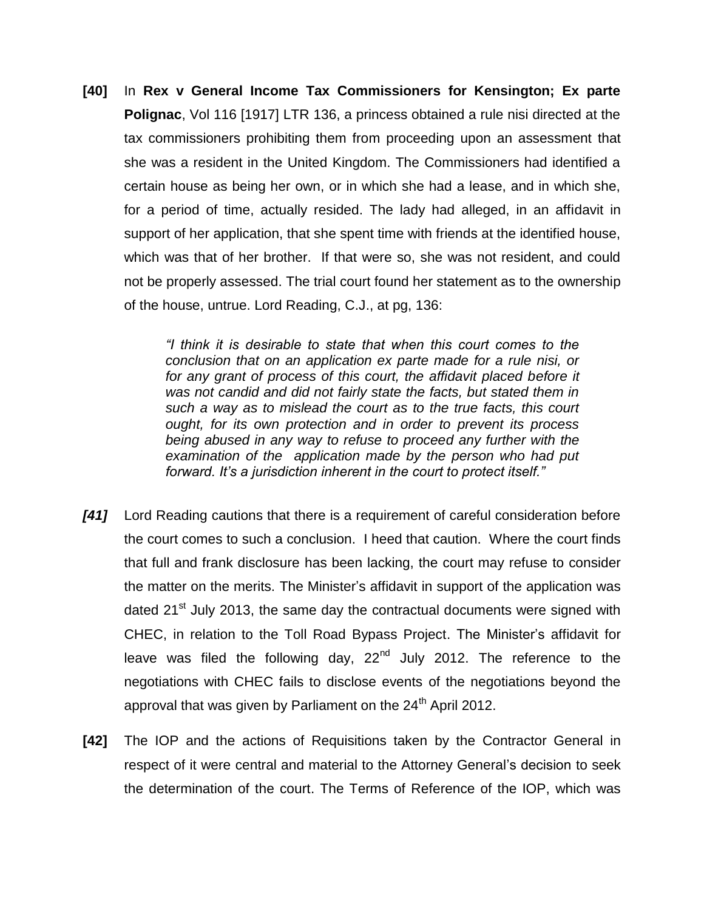**[40]** In **Rex v General Income Tax Commissioners for Kensington; Ex parte Polignac**, Vol 116 [1917] LTR 136, a princess obtained a rule nisi directed at the tax commissioners prohibiting them from proceeding upon an assessment that she was a resident in the United Kingdom. The Commissioners had identified a certain house as being her own, or in which she had a lease, and in which she, for a period of time, actually resided. The lady had alleged, in an affidavit in support of her application, that she spent time with friends at the identified house, which was that of her brother. If that were so, she was not resident, and could not be properly assessed. The trial court found her statement as to the ownership of the house, untrue. Lord Reading, C.J., at pg, 136:

> *"I think it is desirable to state that when this court comes to the conclusion that on an application ex parte made for a rule nisi, or for any grant of process of this court, the affidavit placed before it was not candid and did not fairly state the facts, but stated them in such a way as to mislead the court as to the true facts, this court ought, for its own protection and in order to prevent its process being abused in any way to refuse to proceed any further with the examination of the application made by the person who had put forward. It's a jurisdiction inherent in the court to protect itself."*

***[41]*** Lord Reading cautions that there is a requirement of careful consideration before the court comes to such a conclusion. I heed that caution. Where the court finds that full and frank disclosure has been lacking, the court may refuse to consider the matter on the merits. The Minister's affidavit in support of the application was dated 21st July 2013, the same day the contractual documents were signed with CHEC, in relation to the Toll Road Bypass Project. The Minister's affidavit for leave was filed the following day, 22nd July 2012. The reference to the negotiations with CHEC fails to disclose events of the negotiations beyond the approval that was given by Parliament on the 24th April 2012.

**[42]** The IOP and the actions of Requisitions taken by the Contractor General in respect of it were central and material to the Attorney General's decision to seek the determination of the court. The Terms of Reference of the IOP, which was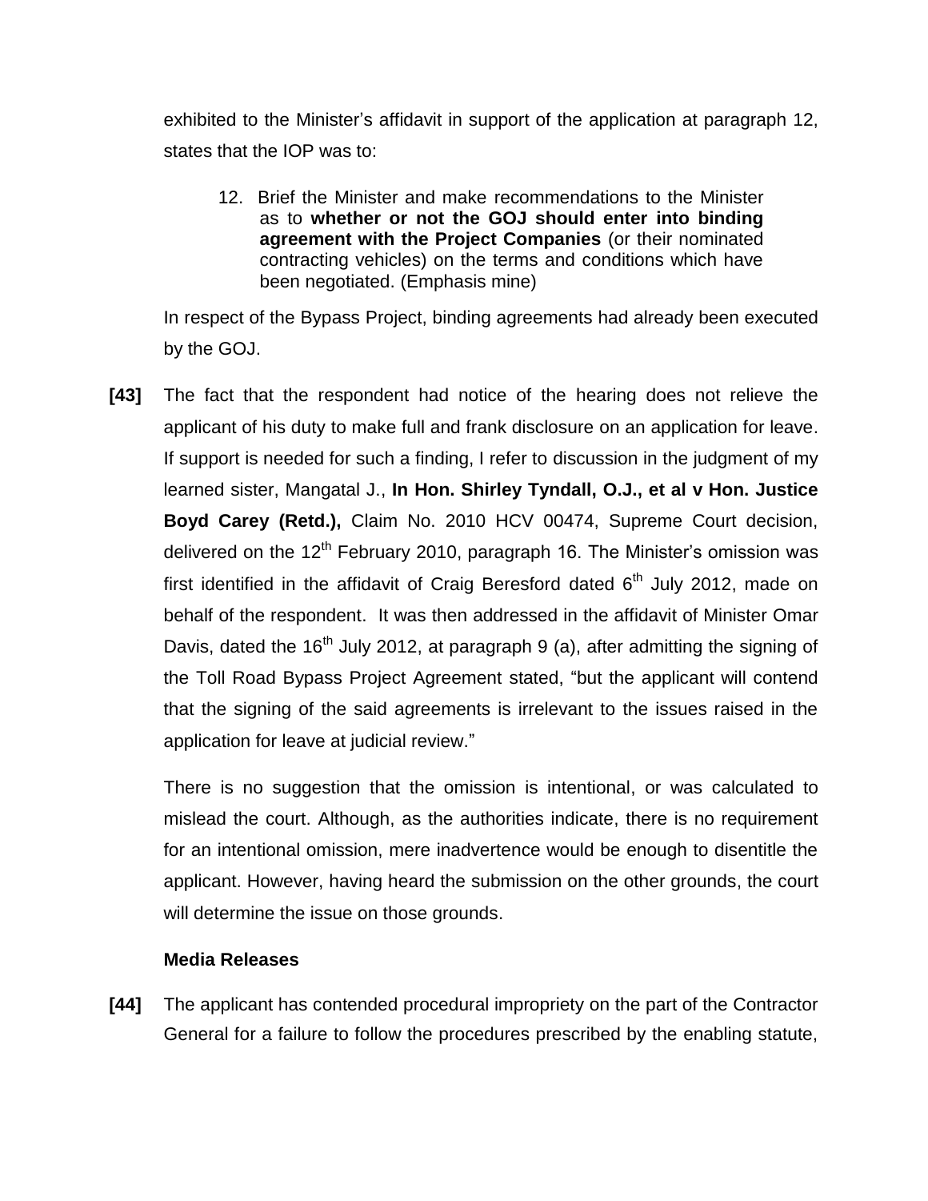exhibited to the Minister's affidavit in support of the application at paragraph 12, states that the IOP was to:

> 12. Brief the Minister and make recommendations to the Minister as to **whether or not the GOJ should enter into binding agreement with the Project Companies** (or their nominated contracting vehicles) on the terms and conditions which have been negotiated. (Emphasis mine)

In respect of the Bypass Project, binding agreements had already been executed by the GOJ.

**[43]** The fact that the respondent had notice of the hearing does not relieve the applicant of his duty to make full and frank disclosure on an application for leave. If support is needed for such a finding, I refer to discussion in the judgment of my learned sister, Mangatal J., **In Hon. Shirley Tyndall, O.J., et al v Hon. Justice Boyd Carey (Retd.),** Claim No. 2010 HCV 00474, Supreme Court decision, delivered on the 12th February 2010, paragraph 16. The Minister's omission was first identified in the affidavit of Craig Beresford dated 6th July 2012, made on behalf of the respondent. It was then addressed in the affidavit of Minister Omar Davis, dated the 16th July 2012, at paragraph 9 (a), after admitting the signing of the Toll Road Bypass Project Agreement stated, "but the applicant will contend that the signing of the said agreements is irrelevant to the issues raised in the application for leave at judicial review."

There is no suggestion that the omission is intentional, or was calculated to mislead the court. Although, as the authorities indicate, there is no requirement for an intentional omission, mere inadvertence would be enough to disentitle the applicant. However, having heard the submission on the other grounds, the court will determine the issue on those grounds.

**Media Releases**

**[44]** The applicant has contended procedural impropriety on the part of the Contractor General for a failure to follow the procedures prescribed by the enabling statute,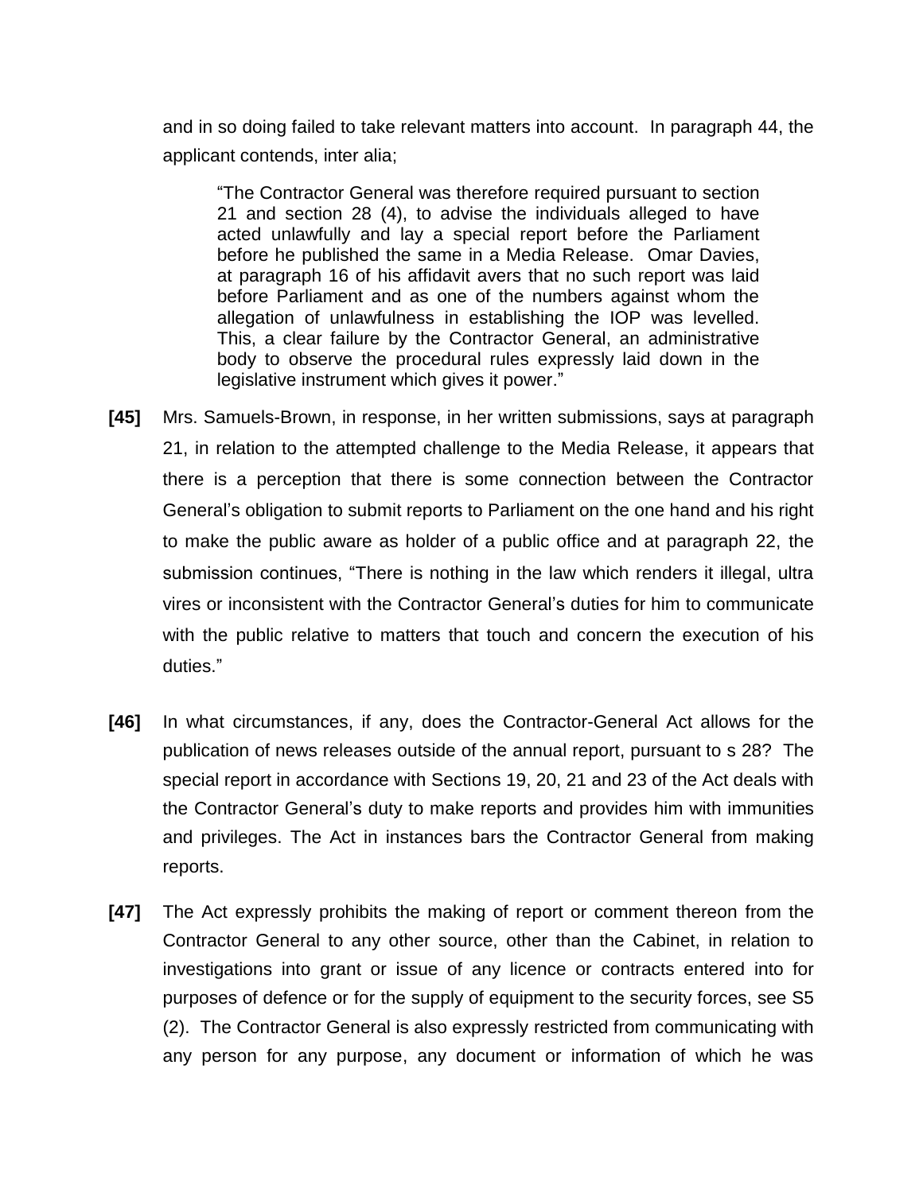and in so doing failed to take relevant matters into account. In paragraph 44, the applicant contends, inter alia;

> "The Contractor General was therefore required pursuant to section 21 and section 28 (4), to advise the individuals alleged to have acted unlawfully and lay a special report before the Parliament before he published the same in a Media Release. Omar Davies, at paragraph 16 of his affidavit avers that no such report was laid before Parliament and as one of the numbers against whom the allegation of unlawfulness in establishing the IOP was levelled. This, a clear failure by the Contractor General, an administrative body to observe the procedural rules expressly laid down in the legislative instrument which gives it power."

**[45]** Mrs. Samuels-Brown, in response, in her written submissions, says at paragraph 21, in relation to the attempted challenge to the Media Release, it appears that there is a perception that there is some connection between the Contractor General's obligation to submit reports to Parliament on the one hand and his right to make the public aware as holder of a public office and at paragraph 22, the submission continues, "There is nothing in the law which renders it illegal, ultra vires or inconsistent with the Contractor General's duties for him to communicate with the public relative to matters that touch and concern the execution of his duties."

**[46]** In what circumstances, if any, does the Contractor-General Act allows for the publication of news releases outside of the annual report, pursuant to s 28? The special report in accordance with Sections 19, 20, 21 and 23 of the Act deals with the Contractor General's duty to make reports and provides him with immunities and privileges. The Act in instances bars the Contractor General from making reports.

**[47]** The Act expressly prohibits the making of report or comment thereon from the Contractor General to any other source, other than the Cabinet, in relation to investigations into grant or issue of any licence or contracts entered into for purposes of defence or for the supply of equipment to the security forces, see S5 (2). The Contractor General is also expressly restricted from communicating with any person for any purpose, any document or information of which he was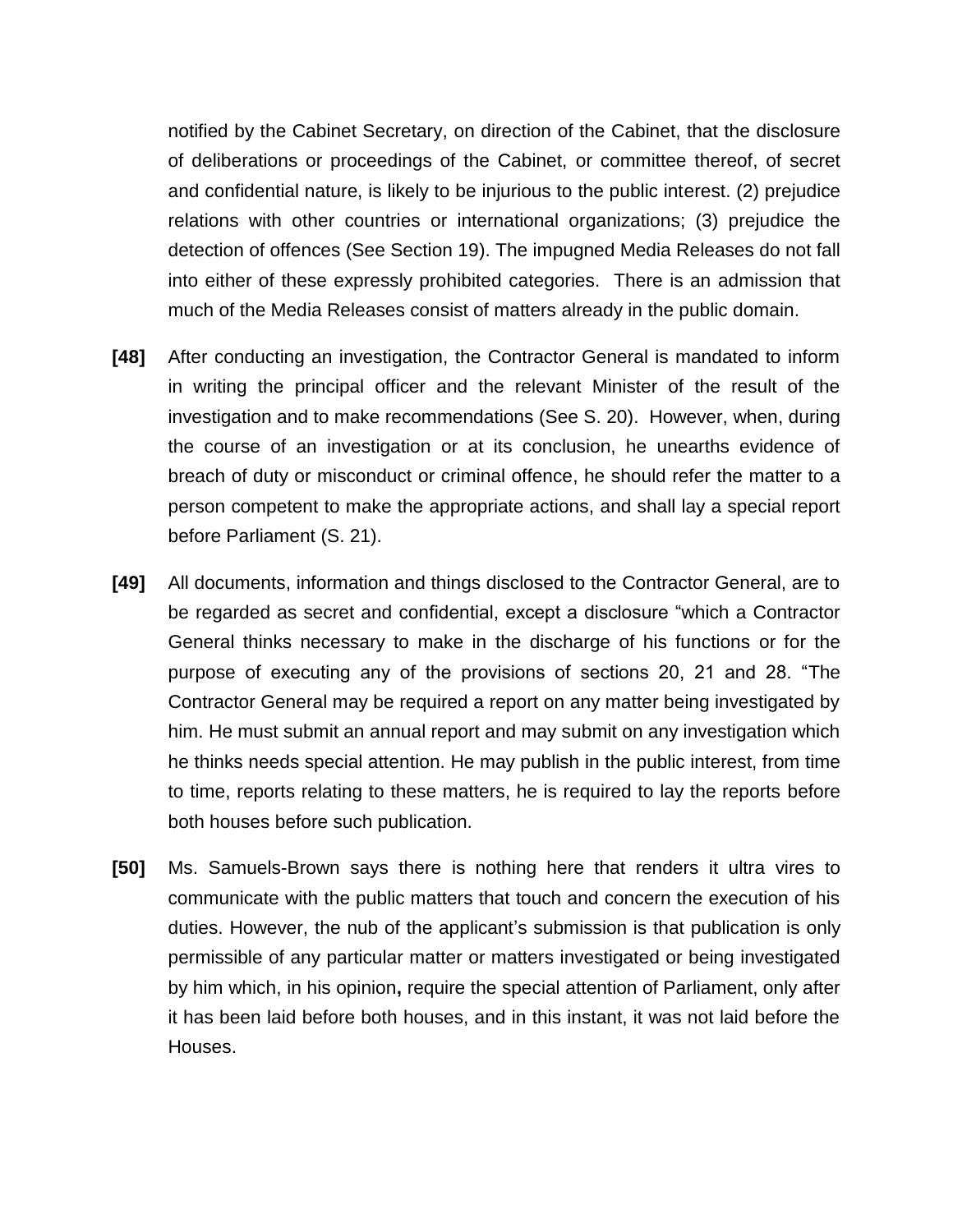notified by the Cabinet Secretary, on direction of the Cabinet, that the disclosure of deliberations or proceedings of the Cabinet, or committee thereof, of secret and confidential nature, is likely to be injurious to the public interest. (2) prejudice relations with other countries or international organizations; (3) prejudice the detection of offences (See Section 19). The impugned Media Releases do not fall into either of these expressly prohibited categories. There is an admission that much of the Media Releases consist of matters already in the public domain.

**[48]** After conducting an investigation, the Contractor General is mandated to inform in writing the principal officer and the relevant Minister of the result of the investigation and to make recommendations (See S. 20). However, when, during the course of an investigation or at its conclusion, he unearths evidence of breach of duty or misconduct or criminal offence, he should refer the matter to a person competent to make the appropriate actions, and shall lay a special report before Parliament (S. 21).

**[49]** All documents, information and things disclosed to the Contractor General, are to be regarded as secret and confidential, except a disclosure "which a Contractor General thinks necessary to make in the discharge of his functions or for the purpose of executing any of the provisions of sections 20, 21 and 28. "The Contractor General may be required a report on any matter being investigated by him. He must submit an annual report and may submit on any investigation which he thinks needs special attention. He may publish in the public interest, from time to time, reports relating to these matters, he is required to lay the reports before both houses before such publication.

**[50]** Ms. Samuels-Brown says there is nothing here that renders it ultra vires to communicate with the public matters that touch and concern the execution of his duties. However, the nub of the applicant's submission is that publication is only permissible of any particular matter or matters investigated or being investigated by him which, in his opinion**,** require the special attention of Parliament, only after it has been laid before both houses, and in this instant, it was not laid before the Houses.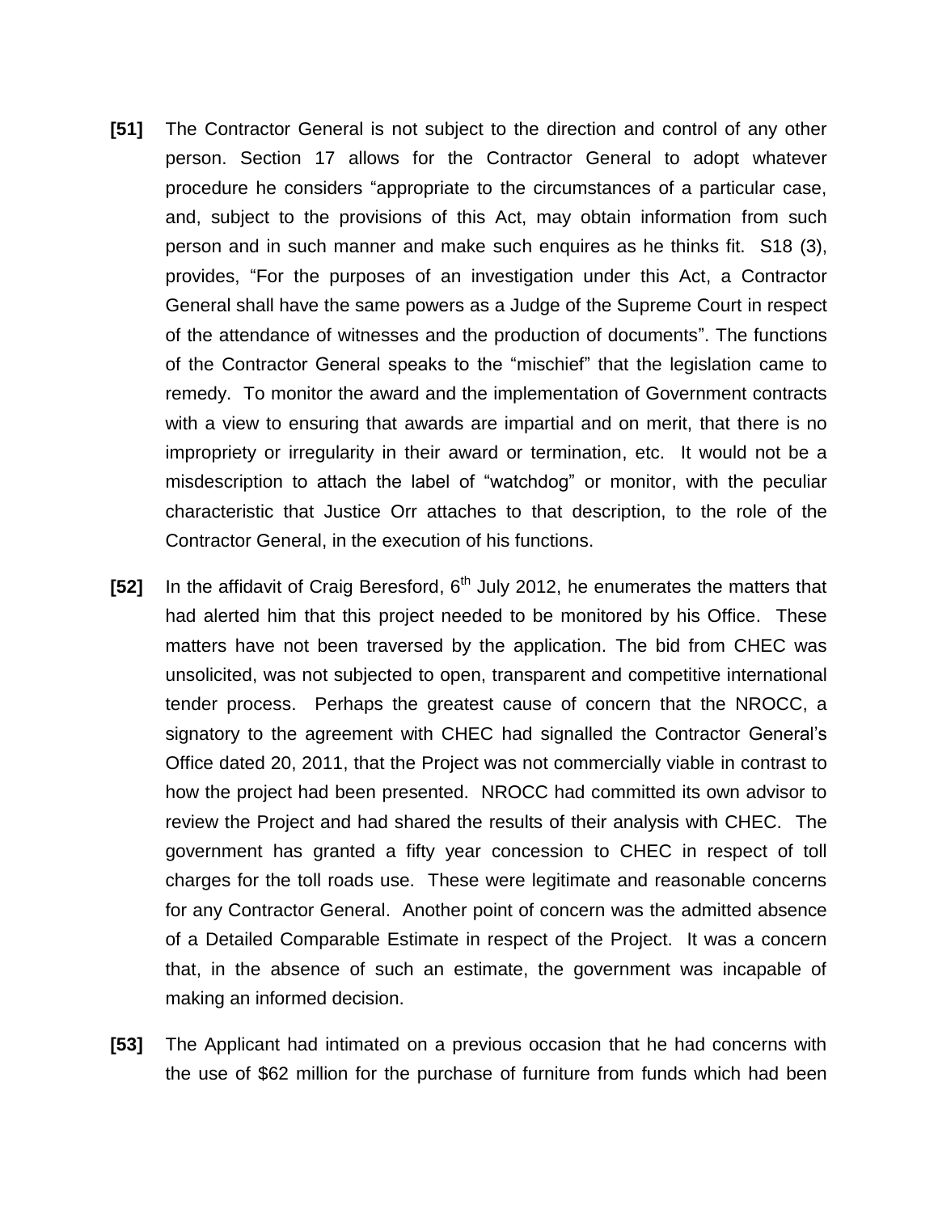**[51]** The Contractor General is not subject to the direction and control of any other person. Section 17 allows for the Contractor General to adopt whatever procedure he considers "appropriate to the circumstances of a particular case, and, subject to the provisions of this Act, may obtain information from such person and in such manner and make such enquires as he thinks fit. S18 (3), provides, "For the purposes of an investigation under this Act, a Contractor General shall have the same powers as a Judge of the Supreme Court in respect of the attendance of witnesses and the production of documents". The functions of the Contractor General speaks to the "mischief" that the legislation came to remedy. To monitor the award and the implementation of Government contracts with a view to ensuring that awards are impartial and on merit, that there is no impropriety or irregularity in their award or termination, etc. It would not be a misdescription to attach the label of "watchdog" or monitor, with the peculiar characteristic that Justice Orr attaches to that description, to the role of the Contractor General, in the execution of his functions.

**[52]** In the affidavit of Craig Beresford, 6th July 2012, he enumerates the matters that had alerted him that this project needed to be monitored by his Office. These matters have not been traversed by the application. The bid from CHEC was unsolicited, was not subjected to open, transparent and competitive international tender process. Perhaps the greatest cause of concern that the NROCC, a signatory to the agreement with CHEC had signalled the Contractor General's Office dated 20, 2011, that the Project was not commercially viable in contrast to how the project had been presented. NROCC had committed its own advisor to review the Project and had shared the results of their analysis with CHEC. The government has granted a fifty year concession to CHEC in respect of toll charges for the toll roads use. These were legitimate and reasonable concerns for any Contractor General. Another point of concern was the admitted absence of a Detailed Comparable Estimate in respect of the Project. It was a concern that, in the absence of such an estimate, the government was incapable of making an informed decision.

**[53]** The Applicant had intimated on a previous occasion that he had concerns with the use of $62 million for the purchase of furniture from funds which had been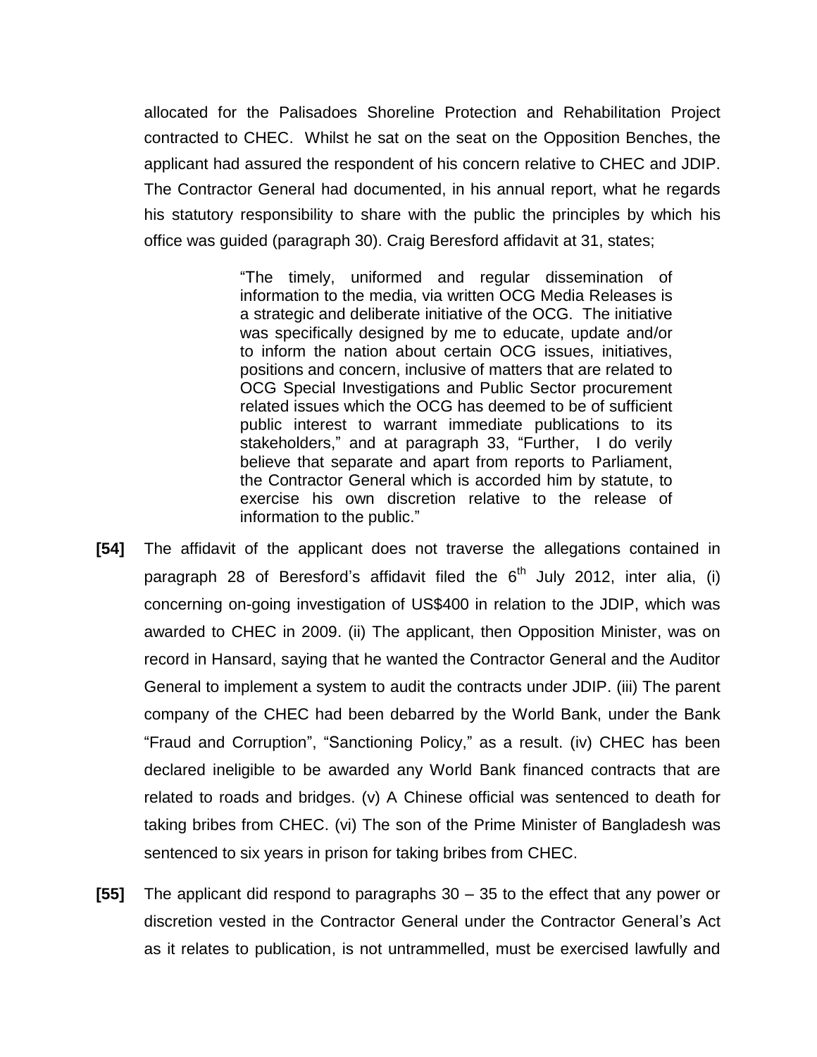allocated for the Palisadoes Shoreline Protection and Rehabilitation Project contracted to CHEC. Whilst he sat on the seat on the Opposition Benches, the applicant had assured the respondent of his concern relative to CHEC and JDIP. The Contractor General had documented, in his annual report, what he regards his statutory responsibility to share with the public the principles by which his office was guided (paragraph 30). Craig Beresford affidavit at 31, states;

> "The timely, uniformed and regular dissemination of information to the media, via written OCG Media Releases is a strategic and deliberate initiative of the OCG. The initiative was specifically designed by me to educate, update and/or to inform the nation about certain OCG issues, initiatives, positions and concern, inclusive of matters that are related to OCG Special Investigations and Public Sector procurement related issues which the OCG has deemed to be of sufficient public interest to warrant immediate publications to its stakeholders," and at paragraph 33, "Further, I do verily believe that separate and apart from reports to Parliament, the Contractor General which is accorded him by statute, to exercise his own discretion relative to the release of information to the public."

**[54]** The affidavit of the applicant does not traverse the allegations contained in paragraph 28 of Beresford's affidavit filed the 6th July 2012, inter alia, (i) concerning on-going investigation of US$400 in relation to the JDIP, which was awarded to CHEC in 2009. (ii) The applicant, then Opposition Minister, was on record in Hansard, saying that he wanted the Contractor General and the Auditor General to implement a system to audit the contracts under JDIP. (iii) The parent company of the CHEC had been debarred by the World Bank, under the Bank "Fraud and Corruption", "Sanctioning Policy," as a result. (iv) CHEC has been declared ineligible to be awarded any World Bank financed contracts that are related to roads and bridges. (v) A Chinese official was sentenced to death for taking bribes from CHEC. (vi) The son of the Prime Minister of Bangladesh was sentenced to six years in prison for taking bribes from CHEC.

**[55]** The applicant did respond to paragraphs 30 – 35 to the effect that any power or discretion vested in the Contractor General under the Contractor General's Act as it relates to publication, is not untrammelled, must be exercised lawfully and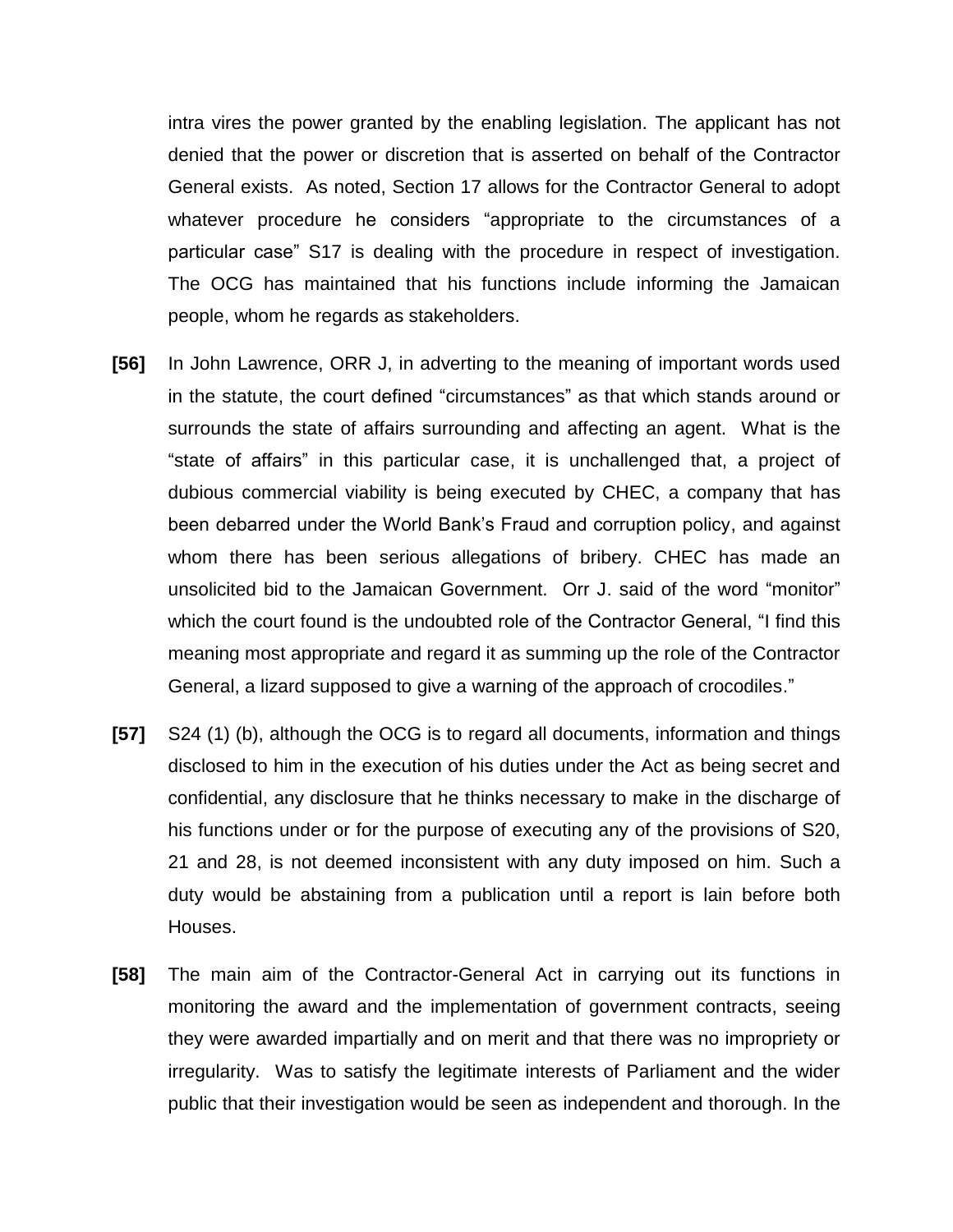intra vires the power granted by the enabling legislation. The applicant has not denied that the power or discretion that is asserted on behalf of the Contractor General exists. As noted, Section 17 allows for the Contractor General to adopt whatever procedure he considers "appropriate to the circumstances of a particular case" S17 is dealing with the procedure in respect of investigation. The OCG has maintained that his functions include informing the Jamaican people, whom he regards as stakeholders.

**[56]** In John Lawrence, ORR J, in adverting to the meaning of important words used in the statute, the court defined "circumstances" as that which stands around or surrounds the state of affairs surrounding and affecting an agent. What is the "state of affairs" in this particular case, it is unchallenged that, a project of dubious commercial viability is being executed by CHEC, a company that has been debarred under the World Bank's Fraud and corruption policy, and against whom there has been serious allegations of bribery. CHEC has made an unsolicited bid to the Jamaican Government. Orr J. said of the word "monitor" which the court found is the undoubted role of the Contractor General, "I find this meaning most appropriate and regard it as summing up the role of the Contractor General, a lizard supposed to give a warning of the approach of crocodiles."

**[57]** S24 (1) (b), although the OCG is to regard all documents, information and things disclosed to him in the execution of his duties under the Act as being secret and confidential, any disclosure that he thinks necessary to make in the discharge of his functions under or for the purpose of executing any of the provisions of S20, 21 and 28, is not deemed inconsistent with any duty imposed on him. Such a duty would be abstaining from a publication until a report is lain before both Houses.

**[58]** The main aim of the Contractor-General Act in carrying out its functions in monitoring the award and the implementation of government contracts, seeing they were awarded impartially and on merit and that there was no impropriety or irregularity. Was to satisfy the legitimate interests of Parliament and the wider public that their investigation would be seen as independent and thorough. In the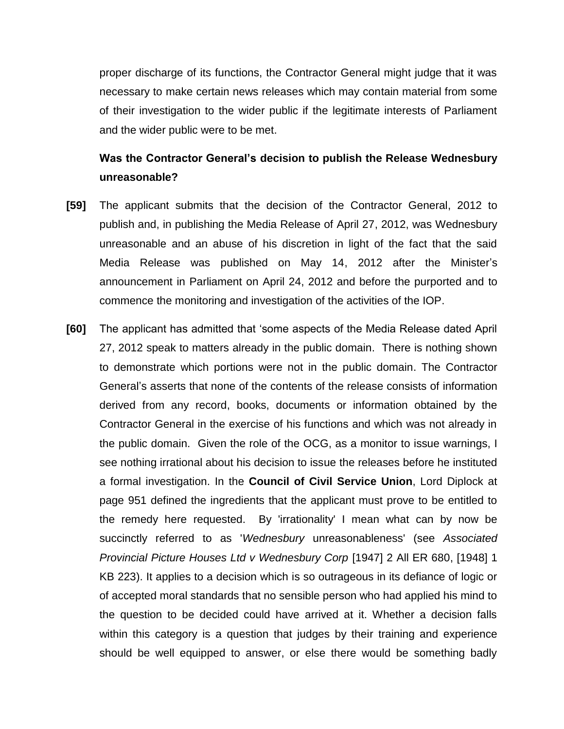proper discharge of its functions, the Contractor General might judge that it was necessary to make certain news releases which may contain material from some of their investigation to the wider public if the legitimate interests of Parliament and the wider public were to be met.

**Was the Contractor General's decision to publish the Release Wednesbury unreasonable?**

**[59]** The applicant submits that the decision of the Contractor General, 2012 to publish and, in publishing the Media Release of April 27, 2012, was Wednesbury unreasonable and an abuse of his discretion in light of the fact that the said Media Release was published on May 14, 2012 after the Minister's announcement in Parliament on April 24, 2012 and before the purported and to commence the monitoring and investigation of the activities of the IOP.

**[60]** The applicant has admitted that 'some aspects of the Media Release dated April 27, 2012 speak to matters already in the public domain. There is nothing shown to demonstrate which portions were not in the public domain. The Contractor General's asserts that none of the contents of the release consists of information derived from any record, books, documents or information obtained by the Contractor General in the exercise of his functions and which was not already in the public domain. Given the role of the OCG, as a monitor to issue warnings, I see nothing irrational about his decision to issue the releases before he instituted a formal investigation. In the **Council of Civil Service Union**, Lord Diplock at page 951 defined the ingredients that the applicant must prove to be entitled to the remedy here requested. By 'irrationality' I mean what can by now be succinctly referred to as '*Wednesbury* unreasonableness' (see *Associated Provincial Picture Houses Ltd v Wednesbury Corp* [1947] 2 All ER 680, [1948] 1 KB 223). It applies to a decision which is so outrageous in its defiance of logic or of accepted moral standards that no sensible person who had applied his mind to the question to be decided could have arrived at it. Whether a decision falls within this category is a question that judges by their training and experience should be well equipped to answer, or else there would be something badly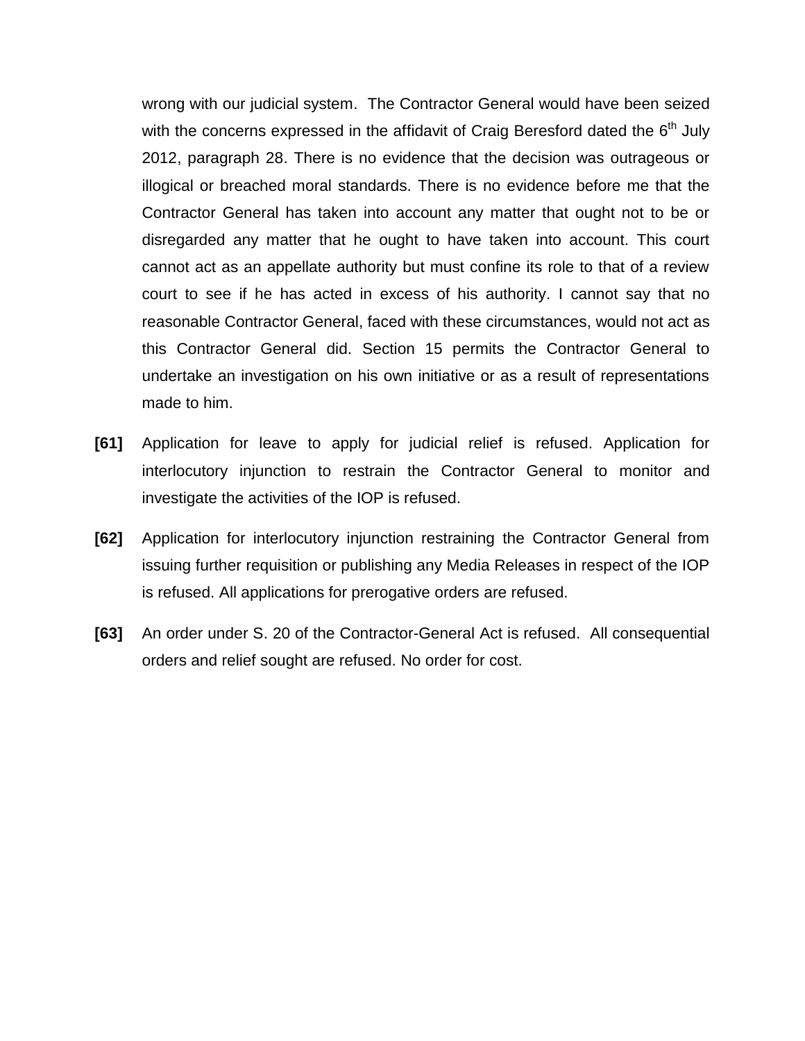wrong with our judicial system. The Contractor General would have been seized with the concerns expressed in the affidavit of Craig Beresford dated the 6th July 2012, paragraph 28. There is no evidence that the decision was outrageous or illogical or breached moral standards. There is no evidence before me that the Contractor General has taken into account any matter that ought not to be or disregarded any matter that he ought to have taken into account. This court cannot act as an appellate authority but must confine its role to that of a review court to see if he has acted in excess of his authority. I cannot say that no reasonable Contractor General, faced with these circumstances, would not act as this Contractor General did. Section 15 permits the Contractor General to undertake an investigation on his own initiative or as a result of representations made to him.

**[61]** Application for leave to apply for judicial relief is refused. Application for interlocutory injunction to restrain the Contractor General to monitor and investigate the activities of the IOP is refused.

**[62]** Application for interlocutory injunction restraining the Contractor General from issuing further requisition or publishing any Media Releases in respect of the IOP is refused. All applications for prerogative orders are refused.

**[63]** An order under S. 20 of the Contractor-General Act is refused. All consequential orders and relief sought are refused. No order for cost.